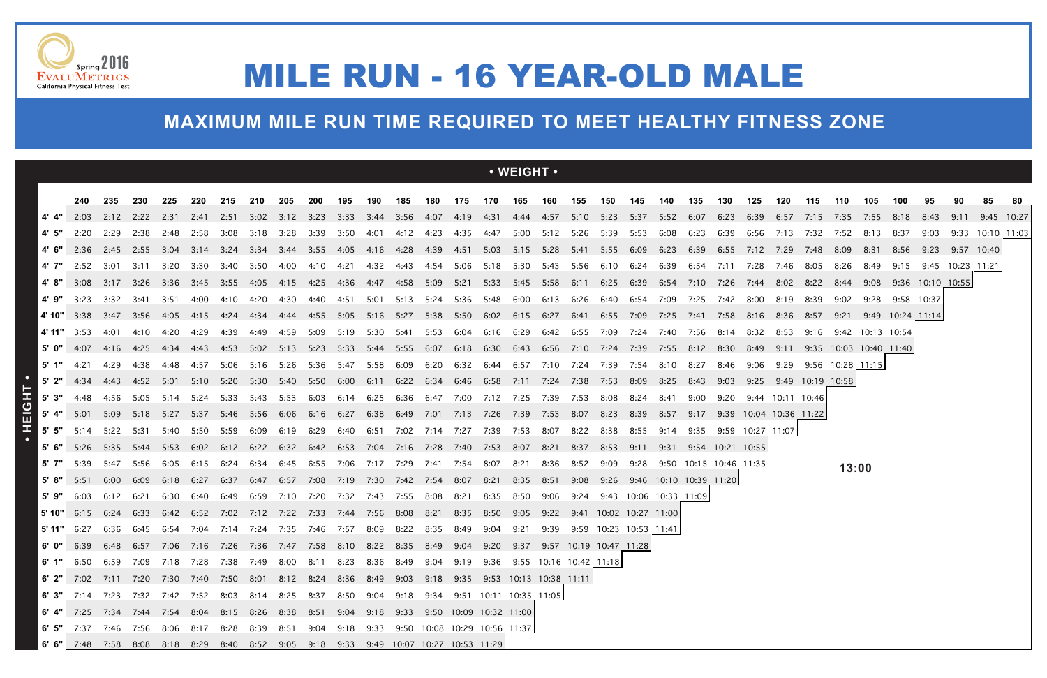Spring 2016 EvaluMetrics California Physical Fitness Test

# MILE RUN - 16 YEAR-OLD MALE

## MAXIMUM MILE RUN TIME REQUIRED TO MEET HEALTHY FITNESS ZONE

| • HEIGHT • / • WEIGHT • | 240 | 235 | 230 | 225 | 220 | 215 | 210 | 205 | 200 | 195 | 190 | 185 | 180 | 175 | 170 | 165 | 160 | 155 | 150 | 145 | 140 | 135 | 130 | 125 | 120 | 115 | 110 | 105 | 100 | 95 | 90 | 85 | 80 |
|---|---|---|---|---|---|---|---|---|---|---|---|---|---|---|---|---|---|---|---|---|---|---|---|---|---|---|---|---|---|---|---|---|---|
| 4' 4" | 2:03 | 2:12 | 2:22 | 2:31 | 2:41 | 2:51 | 3:02 | 3:12 | 3:23 | 3:33 | 3:44 | 3:56 | 4:07 | 4:19 | 4:31 | 4:44 | 4:57 | 5:10 | 5:23 | 5:37 | 5:52 | 6:07 | 6:23 | 6:39 | 6:57 | 7:15 | 7:35 | 7:55 | 8:18 | 8:43 | 9:11 | 9:45 | 10:27 |
| 4' 5" | 2:20 | 2:29 | 2:38 | 2:48 | 2:58 | 3:08 | 3:18 | 3:28 | 3:39 | 3:50 | 4:01 | 4:12 | 4:23 | 4:35 | 4:47 | 5:00 | 5:12 | 5:26 | 5:39 | 5:53 | 6:08 | 6:23 | 6:39 | 6:56 | 7:13 | 7:32 | 7:52 | 8:13 | 8:37 | 9:03 | 9:33 | 10:10 | 11:03 |
| 4' 6" | 2:36 | 2:45 | 2:55 | 3:04 | 3:14 | 3:24 | 3:34 | 3:44 | 3:55 | 4:05 | 4:16 | 4:28 | 4:39 | 4:51 | 5:03 | 5:15 | 5:28 | 5:41 | 5:55 | 6:09 | 6:23 | 6:39 | 6:55 | 7:12 | 7:29 | 7:48 | 8:09 | 8:31 | 8:56 | 9:23 | 9:57 | 10:40 | |
| 4' 7" | 2:52 | 3:01 | 3:11 | 3:20 | 3:30 | 3:40 | 3:50 | 4:00 | 4:10 | 4:21 | 4:32 | 4:43 | 4:54 | 5:06 | 5:18 | 5:30 | 5:43 | 5:56 | 6:10 | 6:24 | 6:39 | 6:54 | 7:11 | 7:28 | 7:46 | 8:05 | 8:26 | 8:49 | 9:15 | 9:45 | 10:23 | 11:21 | |
| 4' 8" | 3:08 | 3:17 | 3:26 | 3:36 | 3:45 | 3:55 | 4:05 | 4:15 | 4:25 | 4:36 | 4:47 | 4:58 | 5:09 | 5:21 | 5:33 | 5:45 | 5:58 | 6:11 | 6:25 | 6:39 | 6:54 | 7:10 | 7:26 | 7:44 | 8:02 | 8:22 | 8:44 | 9:08 | 9:36 | 10:10 | 10:55 | | |
| 4' 9" | 3:23 | 3:32 | 3:41 | 3:51 | 4:00 | 4:10 | 4:20 | 4:30 | 4:40 | 4:51 | 5:01 | 5:13 | 5:24 | 5:36 | 5:48 | 6:00 | 6:13 | 6:26 | 6:40 | 6:54 | 7:09 | 7:25 | 7:42 | 8:00 | 8:19 | 8:39 | 9:02 | 9:28 | 9:58 | 10:37 | | | |
| 4' 10" | 3:38 | 3:47 | 3:56 | 4:05 | 4:15 | 4:24 | 4:34 | 4:44 | 4:55 | 5:05 | 5:16 | 5:27 | 5:38 | 5:50 | 6:02 | 6:15 | 6:27 | 6:41 | 6:55 | 7:09 | 7:25 | 7:41 | 7:58 | 8:16 | 8:36 | 8:57 | 9:21 | 9:49 | 10:24 | 11:14 | | | |
| 4' 11" | 3:53 | 4:01 | 4:10 | 4:20 | 4:29 | 4:39 | 4:49 | 4:59 | 5:09 | 5:19 | 5:30 | 5:41 | 5:53 | 6:04 | 6:16 | 6:29 | 6:42 | 6:55 | 7:09 | 7:24 | 7:40 | 7:56 | 8:14 | 8:32 | 8:53 | 9:16 | 9:42 | 10:13 | 10:54 | | | | |
| 5' 0" | 4:07 | 4:16 | 4:25 | 4:34 | 4:43 | 4:53 | 5:02 | 5:13 | 5:23 | 5:33 | 5:44 | 5:55 | 6:07 | 6:18 | 6:30 | 6:43 | 6:56 | 7:10 | 7:24 | 7:39 | 7:55 | 8:12 | 8:30 | 8:49 | 9:11 | 9:35 | 10:03 | 10:40 | 11:40 | | | | |
| 5' 1" | 4:21 | 4:29 | 4:38 | 4:48 | 4:57 | 5:06 | 5:16 | 5:26 | 5:36 | 5:47 | 5:58 | 6:09 | 6:20 | 6:32 | 6:44 | 6:57 | 7:10 | 7:24 | 7:39 | 7:54 | 8:10 | 8:27 | 8:46 | 9:06 | 9:29 | 9:56 | 10:28 | 11:15 | | | | | |
| 5' 2" | 4:34 | 4:43 | 4:52 | 5:01 | 5:10 | 5:20 | 5:30 | 5:40 | 5:50 | 6:00 | 6:11 | 6:22 | 6:34 | 6:46 | 6:58 | 7:11 | 7:24 | 7:38 | 7:53 | 8:09 | 8:25 | 8:43 | 9:03 | 9:25 | 9:49 | 10:19 | 10:58 | | | | | | |
| 5' 3" | 4:48 | 4:56 | 5:05 | 5:14 | 5:24 | 5:33 | 5:43 | 5:53 | 6:03 | 6:14 | 6:25 | 6:36 | 6:47 | 7:00 | 7:12 | 7:25 | 7:39 | 7:53 | 8:08 | 8:24 | 8:41 | 9:00 | 9:20 | 9:44 | 10:11 | 10:46 | | | | | | | |
| 5' 4" | 5:01 | 5:09 | 5:18 | 5:27 | 5:37 | 5:46 | 5:56 | 6:06 | 6:16 | 6:27 | 6:38 | 6:49 | 7:01 | 7:13 | 7:26 | 7:39 | 7:53 | 8:07 | 8:23 | 8:39 | 8:57 | 9:17 | 9:39 | 10:04 | 10:36 | 11:22 | | | | | | | |
| 5' 5" | 5:14 | 5:22 | 5:31 | 5:40 | 5:50 | 5:59 | 6:09 | 6:19 | 6:29 | 6:40 | 6:51 | 7:02 | 7:14 | 7:27 | 7:39 | 7:53 | 8:07 | 8:22 | 8:38 | 8:55 | 9:14 | 9:35 | 9:59 | 10:27 | 11:07 | | | | | | | | |
| 5' 6" | 5:26 | 5:35 | 5:44 | 5:53 | 6:02 | 6:12 | 6:22 | 6:32 | 6:42 | 6:53 | 7:04 | 7:16 | 7:28 | 7:40 | 7:53 | 8:07 | 8:21 | 8:37 | 8:53 | 9:11 | 9:31 | 9:54 | 10:21 | 10:55 | | | | | | | | | |
| 5' 7" | 5:39 | 5:47 | 5:56 | 6:05 | 6:15 | 6:24 | 6:34 | 6:45 | 6:55 | 7:06 | 7:17 | 7:29 | 7:41 | 7:54 | 8:07 | 8:21 | 8:36 | 8:52 | 9:09 | 9:28 | 9:50 | 10:15 | 10:46 | 11:35 | | | | | | | | | |
| 5' 8" | 5:51 | 6:00 | 6:09 | 6:18 | 6:27 | 6:37 | 6:47 | 6:57 | 7:08 | 7:19 | 7:30 | 7:42 | 7:54 | 8:07 | 8:21 | 8:35 | 8:51 | 9:08 | 9:26 | 9:46 | 10:10 | 10:39 | 11:20 | | | | | | | | | | |
| 5' 9" | 6:03 | 6:12 | 6:21 | 6:30 | 6:40 | 6:49 | 6:59 | 7:10 | 7:20 | 7:32 | 7:43 | 7:55 | 8:08 | 8:21 | 8:35 | 8:50 | 9:06 | 9:24 | 9:43 | 10:06 | 10:33 | 11:09 | | | | | | | | | | | |
| 5' 10" | 6:15 | 6:24 | 6:33 | 6:42 | 6:52 | 7:02 | 7:12 | 7:22 | 7:33 | 7:44 | 7:56 | 8:08 | 8:21 | 8:35 | 8:50 | 9:05 | 9:22 | 9:41 | 10:02 | 10:27 | 11:00 | | | | | | | | | | | | |
| 5' 11" | 6:27 | 6:36 | 6:45 | 6:54 | 7:04 | 7:14 | 7:24 | 7:35 | 7:46 | 7:57 | 8:09 | 8:22 | 8:35 | 8:49 | 9:04 | 9:21 | 9:39 | 9:59 | 10:23 | 10:53 | 11:41 | | | | | | | | | | | | |
| 6' 0" | 6:39 | 6:48 | 6:57 | 7:06 | 7:16 | 7:26 | 7:36 | 7:47 | 7:58 | 8:10 | 8:22 | 8:35 | 8:49 | 9:04 | 9:20 | 9:37 | 9:57 | 10:19 | 10:47 | 11:28 | | | | | | | | | | | | | |
| 6' 1" | 6:50 | 6:59 | 7:09 | 7:18 | 7:28 | 7:38 | 7:49 | 8:00 | 8:11 | 8:23 | 8:36 | 8:49 | 9:04 | 9:19 | 9:36 | 9:55 | 10:16 | 10:42 | 11:18 | | | | | | | | | | | | | | |
| 6' 2" | 7:02 | 7:11 | 7:20 | 7:30 | 7:40 | 7:50 | 8:01 | 8:12 | 8:24 | 8:36 | 8:49 | 9:03 | 9:18 | 9:35 | 9:53 | 10:13 | 10:38 | 11:11 | | | | | | | | | | | | | | | |
| 6' 3" | 7:14 | 7:23 | 7:32 | 7:42 | 7:52 | 8:03 | 8:14 | 8:25 | 8:37 | 8:50 | 9:04 | 9:18 | 9:34 | 9:51 | 10:11 | 10:35 | 11:05 | | | | | | | | | | | | | | | | |
| 6' 4" | 7:25 | 7:34 | 7:44 | 7:54 | 8:04 | 8:15 | 8:26 | 8:38 | 8:51 | 9:04 | 9:18 | 9:33 | 9:50 | 10:09 | 10:32 | 11:00 | | | | | | | | | | | | | | | | | |
| 6' 5" | 7:37 | 7:46 | 7:56 | 8:06 | 8:17 | 8:28 | 8:39 | 8:51 | 9:04 | 9:18 | 9:33 | 9:50 | 10:08 | 10:29 | 10:56 | 11:37 | | | | | | | | | | | | | | | | | |
| 6' 6" | 7:48 | 7:58 | 8:08 | 8:18 | 8:29 | 8:40 | 8:52 | 9:05 | 9:18 | 9:33 | 9:49 | 10:07 | 10:27 | 10:53 | 11:29 | | | | | | | | | | | | | | | | | | |

13:00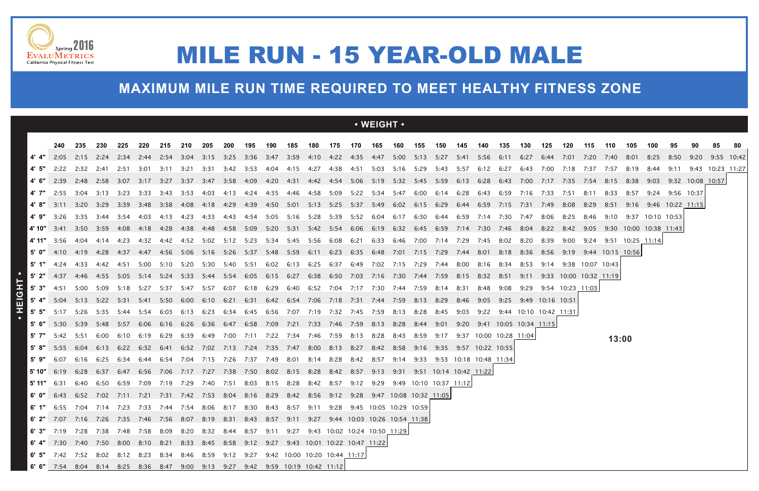Spring 2016 EvaluMetrics
California Physical Fitness Test

# MILE RUN - 15 YEAR-OLD MALE

## MAXIMUM MILE RUN TIME REQUIRED TO MEET HEALTHY FITNESS ZONE

• WEIGHT •

| • HEIGHT • | 240 | 235 | 230 | 225 | 220 | 215 | 210 | 205 | 200 | 195 | 190 | 185 | 180 | 175 | 170 | 165 | 160 | 155 | 150 | 145 | 140 | 135 | 130 | 125 | 120 | 115 | 110 | 105 | 100 | 95 | 90 | 85 | 80 |
|---|---|---|---|---|---|---|---|---|---|---|---|---|---|---|---|---|---|---|---|---|---|---|---|---|---|---|---|---|---|---|---|---|---|
| 4' 4" | 2:05 | 2:15 | 2:24 | 2:34 | 2:44 | 2:54 | 3:04 | 3:15 | 3:25 | 3:36 | 3:47 | 3:59 | 4:10 | 4:22 | 4:35 | 4:47 | 5:00 | 5:13 | 5:27 | 5:41 | 5:56 | 6:11 | 6:27 | 6:44 | 7:01 | 7:20 | 7:40 | 8:01 | 8:25 | 8:50 | 9:20 | 9:55 | 10:42 |
| 4' 5" | 2:22 | 2:32 | 2:41 | 2:51 | 3:01 | 3:11 | 3:21 | 3:31 | 3:42 | 3:53 | 4:04 | 4:15 | 4:27 | 4:38 | 4:51 | 5:03 | 5:16 | 5:29 | 5:43 | 5:57 | 6:12 | 6:27 | 6:43 | 7:00 | 7:18 | 7:37 | 7:57 | 8:19 | 8:44 | 9:11 | 9:43 | 10:23 | 11:27 |
| 4' 6" | 2:39 | 2:48 | 2:58 | 3:07 | 3:17 | 3:27 | 3:37 | 3:47 | 3:58 | 4:09 | 4:20 | 4:31 | 4:42 | 4:54 | 5:06 | 5:19 | 5:32 | 5:45 | 5:59 | 6:13 | 6:28 | 6:43 | 7:00 | 7:17 | 7:35 | 7:54 | 8:15 | 8:38 | 9:03 | 9:32 | 10:08 | 10:57 | |
| 4' 7" | 2:55 | 3:04 | 3:13 | 3:23 | 3:33 | 3:43 | 3:53 | 4:03 | 4:13 | 4:24 | 4:35 | 4:46 | 4:58 | 5:09 | 5:22 | 5:34 | 5:47 | 6:00 | 6:14 | 6:28 | 6:43 | 6:59 | 7:16 | 7:33 | 7:51 | 8:11 | 8:33 | 8:57 | 9:24 | 9:56 | 10:37 | | |
| 4' 8" | 3:11 | 3:20 | 3:29 | 3:39 | 3:48 | 3:58 | 4:08 | 4:18 | 4:29 | 4:39 | 4:50 | 5:01 | 5:13 | 5:25 | 5:37 | 5:49 | 6:02 | 6:15 | 6:29 | 6:44 | 6:59 | 7:15 | 7:31 | 7:49 | 8:08 | 8:29 | 8:51 | 9:16 | 9:46 | 10:22 | 11:15 | | |
| 4' 9" | 3:26 | 3:35 | 3:44 | 3:54 | 4:03 | 4:13 | 4:23 | 4:33 | 4:43 | 4:54 | 5:05 | 5:16 | 5:28 | 5:39 | 5:52 | 6:04 | 6:17 | 6:30 | 6:44 | 6:59 | 7:14 | 7:30 | 7:47 | 8:06 | 8:25 | 8:46 | 9:10 | 9:37 | 10:10 | 10:53 | | | |
| 4' 10" | 3:41 | 3:50 | 3:59 | 4:08 | 4:18 | 4:28 | 4:38 | 4:48 | 4:58 | 5:09 | 5:20 | 5:31 | 5:42 | 5:54 | 6:06 | 6:19 | 6:32 | 6:45 | 6:59 | 7:14 | 7:30 | 7:46 | 8:04 | 8:22 | 8:42 | 9:05 | 9:30 | 10:00 | 10:38 | 11:43 | | | |
| 4' 11" | 3:56 | 4:04 | 4:14 | 4:23 | 4:32 | 4:42 | 4:52 | 5:02 | 5:12 | 5:23 | 5:34 | 5:45 | 5:56 | 6:08 | 6:21 | 6:33 | 6:46 | 7:00 | 7:14 | 7:29 | 7:45 | 8:02 | 8:20 | 8:39 | 9:00 | 9:24 | 9:51 | 10:25 | 11:14 | | | | |
| 5' 0" | 4:10 | 4:19 | 4:28 | 4:37 | 4:47 | 4:56 | 5:06 | 5:16 | 5:26 | 5:37 | 5:48 | 5:59 | 6:11 | 6:23 | 6:35 | 6:48 | 7:01 | 7:15 | 7:29 | 7:44 | 8:01 | 8:18 | 8:36 | 8:56 | 9:19 | 9:44 | 10:15 | 10:56 | | | | | |
| 5' 1" | 4:24 | 4:33 | 4:42 | 4:51 | 5:00 | 5:10 | 5:20 | 5:30 | 5:40 | 5:51 | 6:02 | 6:13 | 6:25 | 6:37 | 6:49 | 7:02 | 7:15 | 7:29 | 7:44 | 8:00 | 8:16 | 8:34 | 8:53 | 9:14 | 9:38 | 10:07 | 10:43 | | | | | | |
| 5' 2" | 4:37 | 4:46 | 4:55 | 5:05 | 5:14 | 5:24 | 5:33 | 5:44 | 5:54 | 6:05 | 6:15 | 6:27 | 6:38 | 6:50 | 7:03 | 7:16 | 7:30 | 7:44 | 7:59 | 8:15 | 8:32 | 8:51 | 9:11 | 9:33 | 10:00 | 10:32 | 11:19 | | | | | | |
| 5' 3" | 4:51 | 5:00 | 5:09 | 5:18 | 5:27 | 5:37 | 5:47 | 5:57 | 6:07 | 6:18 | 6:29 | 6:40 | 6:52 | 7:04 | 7:17 | 7:30 | 7:44 | 7:59 | 8:14 | 8:31 | 8:48 | 9:08 | 9:29 | 9:54 | 10:23 | 11:03 | | | | | | | |
| 5' 4" | 5:04 | 5:13 | 5:22 | 5:31 | 5:41 | 5:50 | 6:00 | 6:10 | 6:21 | 6:31 | 6:42 | 6:54 | 7:06 | 7:18 | 7:31 | 7:44 | 7:59 | 8:13 | 8:29 | 8:46 | 9:05 | 9:25 | 9:49 | 10:16 | 10:51 | | | | | | | | |
| 5' 5" | 5:17 | 5:26 | 5:35 | 5:44 | 5:54 | 6:03 | 6:13 | 6:23 | 6:34 | 6:45 | 6:56 | 7:07 | 7:19 | 7:32 | 7:45 | 7:59 | 8:13 | 8:28 | 8:45 | 9:03 | 9:22 | 9:44 | 10:10 | 10:42 | 11:31 | | | | | | | | |
| 5' 6" | 5:30 | 5:39 | 5:48 | 5:57 | 6:06 | 6:16 | 6:26 | 6:36 | 6:47 | 6:58 | 7:09 | 7:21 | 7:33 | 7:46 | 7:59 | 8:13 | 8:28 | 8:44 | 9:01 | 9:20 | 9:41 | 10:05 | 10:34 | 11:15 | | | | | | | | | |
| 5' 7" | 5:42 | 5:51 | 6:00 | 6:10 | 6:19 | 6:29 | 6:39 | 6:49 | 7:00 | 7:11 | 7:22 | 7:34 | 7:46 | 7:59 | 8:13 | 8:28 | 8:43 | 8:59 | 9:17 | 9:37 | 10:00 | 10:28 | 11:04 | | | | | | | | | | |
| 5' 8" | 5:55 | 6:04 | 6:13 | 6:22 | 6:32 | 6:41 | 6:52 | 7:02 | 7:13 | 7:24 | 7:35 | 7:47 | 8:00 | 8:13 | 8:27 | 8:42 | 8:58 | 9:16 | 9:35 | 9:57 | 10:22 | 10:55 | | | | | | | | | | | |
| 5' 9" | 6:07 | 6:16 | 6:25 | 6:34 | 6:44 | 6:54 | 7:04 | 7:15 | 7:26 | 7:37 | 7:49 | 8:01 | 8:14 | 8:28 | 8:42 | 8:57 | 9:14 | 9:33 | 9:53 | 10:18 | 10:48 | 11:34 | | | | | | | | | | | |
| 5' 10" | 6:19 | 6:28 | 6:37 | 6:47 | 6:56 | 7:06 | 7:17 | 7:27 | 7:38 | 7:50 | 8:02 | 8:15 | 8:28 | 8:42 | 8:57 | 9:13 | 9:31 | 9:51 | 10:14 | 10:42 | 11:22 | | | | | | | | | | | | |
| 5' 11" | 6:31 | 6:40 | 6:50 | 6:59 | 7:09 | 7:19 | 7:29 | 7:40 | 7:51 | 8:03 | 8:15 | 8:28 | 8:42 | 8:57 | 9:12 | 9:29 | 9:49 | 10:10 | 10:37 | 11:12 | | | | | | | | | | | | | |
| 6' 0" | 6:43 | 6:52 | 7:02 | 7:11 | 7:21 | 7:31 | 7:42 | 7:53 | 8:04 | 8:16 | 8:29 | 8:42 | 8:56 | 9:12 | 9:28 | 9:47 | 10:08 | 10:32 | 11:05 | | | | | | | | | | | | | | |
| 6' 1" | 6:55 | 7:04 | 7:14 | 7:23 | 7:33 | 7:44 | 7:54 | 8:06 | 8:17 | 8:30 | 8:43 | 8:57 | 9:11 | 9:28 | 9:45 | 10:05 | 10:29 | 10:59 | | | | | | | | | | | | | | | |
| 6' 2" | 7:07 | 7:16 | 7:26 | 7:35 | 7:46 | 7:56 | 8:07 | 8:19 | 8:31 | 8:43 | 8:57 | 9:11 | 9:27 | 9:44 | 10:03 | 10:26 | 10:54 | 11:38 | | | | | | | | | | | | | | | |
| 6' 3" | 7:19 | 7:28 | 7:38 | 7:48 | 7:58 | 8:09 | 8:20 | 8:32 | 8:44 | 8:57 | 9:11 | 9:27 | 9:43 | 10:02 | 10:24 | 10:50 | 11:29 | | | | | | | | | | | | | | | | |
| 6' 4" | 7:30 | 7:40 | 7:50 | 8:00 | 8:10 | 8:21 | 8:33 | 8:45 | 8:58 | 9:12 | 9:27 | 9:43 | 10:01 | 10:22 | 10:47 | 11:22 | | | | | | | | | | | | | | | | | |
| 6' 5" | 7:42 | 7:52 | 8:02 | 8:12 | 8:23 | 8:34 | 8:46 | 8:59 | 9:12 | 9:27 | 9:42 | 10:00 | 10:20 | 10:44 | 11:17 | | | | | | | | | | | | | | | | | | |
| 6' 6" | 7:54 | 8:04 | 8:14 | 8:25 | 8:36 | 8:47 | 9:00 | 9:13 | 9:27 | 9:42 | 9:59 | 10:19 | 10:42 | 11:12 | | | | | | | | | | | | | | | | | | | |

13:00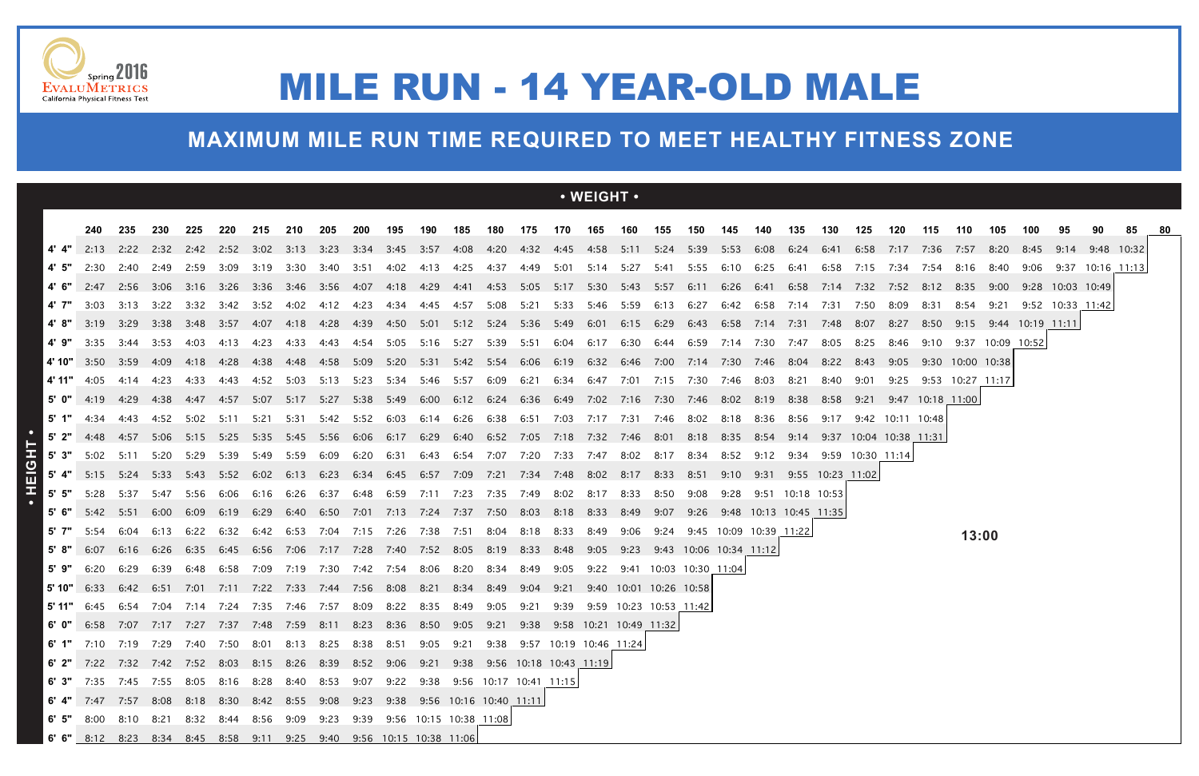# MILE RUN - 14 YEAR-OLD MALE

## MAXIMUM MILE RUN TIME REQUIRED TO MEET HEALTHY FITNESS ZONE

Spring 2016 EvaluMetrics California Physical Fitness Test

**• WEIGHT •** (columns) / **• HEIGHT •** (rows)

| | 240 | 235 | 230 | 225 | 220 | 215 | 210 | 205 | 200 | 195 | 190 | 185 | 180 | 175 | 170 | 165 | 160 | 155 | 150 | 145 | 140 | 135 | 130 | 125 | 120 | 115 | 110 | 105 | 100 | 95 | 90 | 85 | 80 |
|---|---|---|---|---|---|---|---|---|---|---|---|---|---|---|---|---|---|---|---|---|---|---|---|---|---|---|---|---|---|---|---|---|---|
| **4' 4"** | 2:13 | 2:22 | 2:32 | 2:42 | 2:52 | 3:02 | 3:13 | 3:23 | 3:34 | 3:45 | 3:57 | 4:08 | 4:20 | 4:32 | 4:45 | 4:58 | 5:11 | 5:24 | 5:39 | 5:53 | 6:08 | 6:24 | 6:41 | 6:58 | 7:17 | 7:36 | 7:57 | 8:20 | 8:45 | 9:14 | 9:48 | 10:32 | |
| **4' 5"** | 2:30 | 2:40 | 2:49 | 2:59 | 3:09 | 3:19 | 3:30 | 3:40 | 3:51 | 4:02 | 4:13 | 4:25 | 4:37 | 4:49 | 5:01 | 5:14 | 5:27 | 5:41 | 5:55 | 6:10 | 6:25 | 6:41 | 6:58 | 7:15 | 7:34 | 7:54 | 8:16 | 8:40 | 9:06 | 9:37 | 10:16 | 11:13 | |
| **4' 6"** | 2:47 | 2:56 | 3:06 | 3:16 | 3:26 | 3:36 | 3:46 | 3:56 | 4:07 | 4:18 | 4:29 | 4:41 | 4:53 | 5:05 | 5:17 | 5:30 | 5:43 | 5:57 | 6:11 | 6:26 | 6:41 | 6:58 | 7:14 | 7:32 | 7:52 | 8:12 | 8:35 | 9:00 | 9:28 | 10:03 | 10:49 | | |
| **4' 7"** | 3:03 | 3:13 | 3:22 | 3:32 | 3:42 | 3:52 | 4:02 | 4:12 | 4:23 | 4:34 | 4:45 | 4:57 | 5:08 | 5:21 | 5:33 | 5:46 | 5:59 | 6:13 | 6:27 | 6:42 | 6:58 | 7:14 | 7:31 | 7:50 | 8:09 | 8:31 | 8:54 | 9:21 | 9:52 | 10:33 | 11:42 | | |
| **4' 8"** | 3:19 | 3:29 | 3:38 | 3:48 | 3:57 | 4:07 | 4:18 | 4:28 | 4:39 | 4:50 | 5:01 | 5:12 | 5:24 | 5:36 | 5:49 | 6:01 | 6:15 | 6:29 | 6:43 | 6:58 | 7:14 | 7:31 | 7:48 | 8:07 | 8:27 | 8:50 | 9:15 | 9:44 | 10:19 | 11:11 | | | |
| **4' 9"** | 3:35 | 3:44 | 3:53 | 4:03 | 4:13 | 4:23 | 4:33 | 4:43 | 4:54 | 5:05 | 5:16 | 5:27 | 5:39 | 5:51 | 6:04 | 6:17 | 6:30 | 6:44 | 6:59 | 7:14 | 7:30 | 7:47 | 8:05 | 8:25 | 8:46 | 9:10 | 9:37 | 10:09 | 10:52 | | | | |
| **4' 10"** | 3:50 | 3:59 | 4:09 | 4:18 | 4:28 | 4:38 | 4:48 | 4:58 | 5:09 | 5:20 | 5:31 | 5:42 | 5:54 | 6:06 | 6:19 | 6:32 | 6:46 | 7:00 | 7:14 | 7:30 | 7:46 | 8:04 | 8:22 | 8:43 | 9:05 | 9:30 | 10:00 | 10:38 | | | | | |
| **4' 11"** | 4:05 | 4:14 | 4:23 | 4:33 | 4:43 | 4:52 | 5:03 | 5:13 | 5:23 | 5:34 | 5:46 | 5:57 | 6:09 | 6:21 | 6:34 | 6:47 | 7:01 | 7:15 | 7:30 | 7:46 | 8:03 | 8:21 | 8:40 | 9:01 | 9:25 | 9:53 | 10:27 | 11:17 | | | | | |
| **5' 0"** | 4:19 | 4:29 | 4:38 | 4:47 | 4:57 | 5:07 | 5:17 | 5:27 | 5:38 | 5:49 | 6:00 | 6:12 | 6:24 | 6:36 | 6:49 | 7:02 | 7:16 | 7:30 | 7:46 | 8:02 | 8:19 | 8:38 | 8:58 | 9:21 | 9:47 | 10:18 | 11:00 | | | | | | |
| **5' 1"** | 4:34 | 4:43 | 4:52 | 5:02 | 5:11 | 5:21 | 5:31 | 5:42 | 5:52 | 6:03 | 6:14 | 6:26 | 6:38 | 6:51 | 7:03 | 7:17 | 7:31 | 7:46 | 8:02 | 8:18 | 8:36 | 8:56 | 9:17 | 9:42 | 10:11 | 10:48 | | | | | | | |
| **5' 2"** | 4:48 | 4:57 | 5:06 | 5:15 | 5:25 | 5:35 | 5:45 | 5:56 | 6:06 | 6:17 | 6:29 | 6:40 | 6:52 | 7:05 | 7:18 | 7:32 | 7:46 | 8:01 | 8:18 | 8:35 | 8:54 | 9:14 | 9:37 | 10:04 | 10:38 | 11:31 | | | | | | | |
| **5' 3"** | 5:02 | 5:11 | 5:20 | 5:29 | 5:39 | 5:49 | 5:59 | 6:09 | 6:20 | 6:31 | 6:43 | 6:54 | 7:07 | 7:20 | 7:33 | 7:47 | 8:02 | 8:17 | 8:34 | 8:52 | 9:12 | 9:34 | 9:59 | 10:30 | 11:14 | | | | | | | | |
| **5' 4"** | 5:15 | 5:24 | 5:33 | 5:43 | 5:52 | 6:02 | 6:13 | 6:23 | 6:34 | 6:45 | 6:57 | 7:09 | 7:21 | 7:34 | 7:48 | 8:02 | 8:17 | 8:33 | 8:51 | 9:10 | 9:31 | 9:55 | 10:23 | 11:02 | | | | | | | | | |
| **5' 5"** | 5:28 | 5:37 | 5:47 | 5:56 | 6:06 | 6:16 | 6:26 | 6:37 | 6:48 | 6:59 | 7:11 | 7:23 | 7:35 | 7:49 | 8:02 | 8:17 | 8:33 | 8:50 | 9:08 | 9:28 | 9:51 | 10:18 | 10:53 | | | | | | | | | | |
| **5' 6"** | 5:42 | 5:51 | 6:00 | 6:09 | 6:19 | 6:29 | 6:40 | 6:50 | 7:01 | 7:13 | 7:24 | 7:37 | 7:50 | 8:03 | 8:18 | 8:33 | 8:49 | 9:07 | 9:26 | 9:48 | 10:13 | 10:45 | 11:35 | | | | | | | | | | |
| **5' 7"** | 5:54 | 6:04 | 6:13 | 6:22 | 6:32 | 6:42 | 6:53 | 7:04 | 7:15 | 7:26 | 7:38 | 7:51 | 8:04 | 8:18 | 8:33 | 8:49 | 9:06 | 9:24 | 9:45 | 10:09 | 10:39 | 11:22 | | | | | | | | | | | |
| **5' 8"** | 6:07 | 6:16 | 6:26 | 6:35 | 6:45 | 6:56 | 7:06 | 7:17 | 7:28 | 7:40 | 7:52 | 8:05 | 8:19 | 8:33 | 8:48 | 9:05 | 9:23 | 9:43 | 10:06 | 10:34 | 11:12 | | | | | | | | | | | | |
| **5' 9"** | 6:20 | 6:29 | 6:39 | 6:48 | 6:58 | 7:09 | 7:19 | 7:30 | 7:42 | 7:54 | 8:06 | 8:20 | 8:34 | 8:49 | 9:05 | 9:22 | 9:41 | 10:03 | 10:30 | 11:04 | | | | | | | | | | | | | |
| **5' 10"** | 6:33 | 6:42 | 6:51 | 7:01 | 7:11 | 7:22 | 7:33 | 7:44 | 7:56 | 8:08 | 8:21 | 8:34 | 8:49 | 9:04 | 9:21 | 9:40 | 10:01 | 10:26 | 10:58 | | | | | | | | | | | | | | |
| **5' 11"** | 6:45 | 6:54 | 7:04 | 7:14 | 7:24 | 7:35 | 7:46 | 7:57 | 8:09 | 8:22 | 8:35 | 8:49 | 9:05 | 9:21 | 9:39 | 9:59 | 10:23 | 10:53 | 11:42 | | | | | | | | | | | | | | |
| **6' 0"** | 6:58 | 7:07 | 7:17 | 7:27 | 7:37 | 7:48 | 7:59 | 8:11 | 8:23 | 8:36 | 8:50 | 9:05 | 9:21 | 9:38 | 9:58 | 10:21 | 10:49 | 11:32 | | | | | | | | | | | | | | | |
| **6' 1"** | 7:10 | 7:19 | 7:29 | 7:40 | 7:50 | 8:01 | 8:13 | 8:25 | 8:38 | 8:51 | 9:05 | 9:21 | 9:38 | 9:57 | 10:19 | 10:46 | 11:24 | | | | | | | | | | | | | | | | |
| **6' 2"** | 7:22 | 7:32 | 7:42 | 7:52 | 8:03 | 8:15 | 8:26 | 8:39 | 8:52 | 9:06 | 9:21 | 9:38 | 9:56 | 10:18 | 10:43 | 11:19 | | | | | | | | | | | | | | | | | |
| **6' 3"** | 7:35 | 7:45 | 7:55 | 8:05 | 8:16 | 8:28 | 8:40 | 8:53 | 9:07 | 9:22 | 9:38 | 9:56 | 10:17 | 10:41 | 11:15 | | | | | | | | | | | | | | | | | | |
| **6' 4"** | 7:47 | 7:57 | 8:08 | 8:18 | 8:30 | 8:42 | 8:55 | 9:08 | 9:23 | 9:38 | 9:56 | 10:16 | 10:40 | 11:11 | | | | | | | | | | | | | | | | | | | |
| **6' 5"** | 8:00 | 8:10 | 8:21 | 8:32 | 8:44 | 8:56 | 9:09 | 9:23 | 9:39 | 9:56 | 10:15 | 10:38 | 11:08 | | | | | | | | | | | | | | | | | | | | |
| **6' 6"** | 8:12 | 8:23 | 8:34 | 8:45 | 8:58 | 9:11 | 9:25 | 9:40 | 9:56 | 10:15 | 10:38 | 11:06 | | | | | | | | | | | | | | | | | | | | | |

All remaining (blank) cells: **13:00**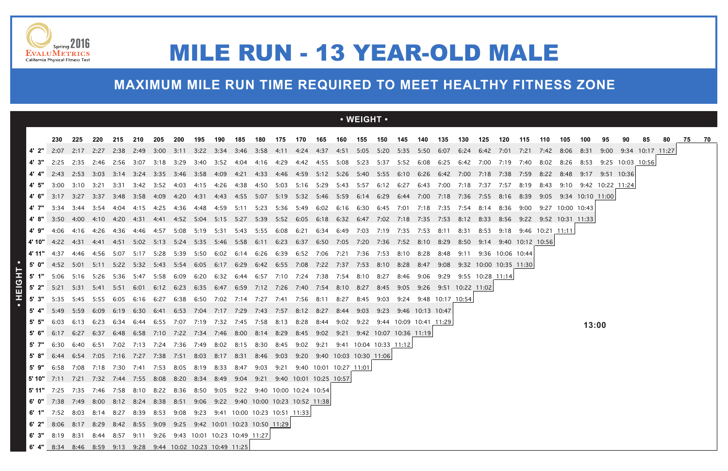# MILE RUN - 13 YEAR-OLD MALE

## MAXIMUM MILE RUN TIME REQUIRED TO MEET HEALTHY FITNESS ZONE

| HEIGHT \ WEIGHT | 230 | 225 | 220 | 215 | 210 | 205 | 200 | 195 | 190 | 185 | 180 | 175 | 170 | 165 | 160 | 155 | 150 | 145 | 140 | 135 | 130 | 125 | 120 | 115 | 110 | 105 | 100 | 95 | 90 | 85 | 80 | 75 | 70 |
|---|---|---|---|---|---|---|---|---|---|---|---|---|---|---|---|---|---|---|---|---|---|---|---|---|---|---|---|---|---|---|---|---|---|
| 4' 2" | 2:07 | 2:17 | 2:27 | 2:38 | 2:49 | 3:00 | 3:11 | 3:22 | 3:34 | 3:46 | 3:58 | 4:11 | 4:24 | 4:37 | 4:51 | 5:05 | 5:20 | 5:35 | 5:50 | 6:07 | 6:24 | 6:42 | 7:01 | 7:21 | 7:42 | 8:06 | 8:31 | 9:00 | 9:34 | 10:17 | 11:27 | | |
| 4' 3" | 2:25 | 2:35 | 2:46 | 2:56 | 3:07 | 3:18 | 3:29 | 3:40 | 3:52 | 4:04 | 4:16 | 4:29 | 4:42 | 4:55 | 5:08 | 5:23 | 5:37 | 5:52 | 6:08 | 6:25 | 6:42 | 7:00 | 7:19 | 7:40 | 8:02 | 8:26 | 8:53 | 9:25 | 10:03 | 10:56 | | | |
| 4' 4" | 2:43 | 2:53 | 3:03 | 3:14 | 3:24 | 3:35 | 3:46 | 3:58 | 4:09 | 4:21 | 4:33 | 4:46 | 4:59 | 5:12 | 5:26 | 5:40 | 5:55 | 6:10 | 6:26 | 6:42 | 7:00 | 7:18 | 7:38 | 7:59 | 8:22 | 8:48 | 9:17 | 9:51 | 10:36 | | | | |
| 4' 5" | 3:00 | 3:10 | 3:21 | 3:31 | 3:42 | 3:52 | 4:03 | 4:15 | 4:26 | 4:38 | 4:50 | 5:03 | 5:16 | 5:29 | 5:43 | 5:57 | 6:12 | 6:27 | 6:43 | 7:00 | 7:18 | 7:37 | 7:57 | 8:19 | 8:43 | 9:10 | 9:42 | 10:22 | 11:24 | | | | |
| 4' 6" | 3:17 | 3:27 | 3:37 | 3:48 | 3:58 | 4:09 | 4:20 | 4:31 | 4:43 | 4:55 | 5:07 | 5:19 | 5:32 | 5:46 | 5:59 | 6:14 | 6:29 | 6:44 | 7:00 | 7:18 | 7:36 | 7:55 | 8:16 | 8:39 | 9:05 | 9:34 | 10:10 | 11:00 | | | | | |
| 4' 7" | 3:34 | 3:44 | 3:54 | 4:04 | 4:15 | 4:25 | 4:36 | 4:48 | 4:59 | 5:11 | 5:23 | 5:36 | 5:49 | 6:02 | 6:16 | 6:30 | 6:45 | 7:01 | 7:18 | 7:35 | 7:54 | 8:14 | 8:36 | 9:00 | 9:27 | 10:00 | 10:43 | | | | | | |
| 4' 8" | 3:50 | 4:00 | 4:10 | 4:20 | 4:31 | 4:41 | 4:52 | 5:04 | 5:15 | 5:27 | 5:39 | 5:52 | 6:05 | 6:18 | 6:32 | 6:47 | 7:02 | 7:18 | 7:35 | 7:53 | 8:12 | 8:33 | 8:56 | 9:22 | 9:52 | 10:31 | 11:33 | | | | | | |
| 4' 9" | 4:06 | 4:16 | 4:26 | 4:36 | 4:46 | 4:57 | 5:08 | 5:19 | 5:31 | 5:43 | 5:55 | 6:08 | 6:21 | 6:34 | 6:49 | 7:03 | 7:19 | 7:35 | 7:53 | 8:11 | 8:31 | 8:53 | 9:18 | 9:46 | 10:21 | 11:11 | | | | | | | |
| 4' 10" | 4:22 | 4:31 | 4:41 | 4:51 | 5:02 | 5:13 | 5:24 | 5:35 | 5:46 | 5:58 | 6:11 | 6:23 | 6:37 | 6:50 | 7:05 | 7:20 | 7:36 | 7:52 | 8:10 | 8:29 | 8:50 | 9:14 | 9:40 | 10:12 | 10:56 | | | | | | | | |
| 4' 11" | 4:37 | 4:46 | 4:56 | 5:07 | 5:17 | 5:28 | 5:39 | 5:50 | 6:02 | 6:14 | 6:26 | 6:39 | 6:52 | 7:06 | 7:21 | 7:36 | 7:53 | 8:10 | 8:28 | 8:48 | 9:11 | 9:36 | 10:06 | 10:44 | | | | | | | | | |
| 5' 0" | 4:52 | 5:01 | 5:11 | 5:22 | 5:32 | 5:43 | 5:54 | 6:05 | 6:17 | 6:29 | 6:42 | 6:55 | 7:08 | 7:22 | 7:37 | 7:53 | 8:10 | 8:28 | 8:47 | 9:08 | 9:32 | 10:00 | 10:35 | 11:30 | | | | | | | | | |
| 5' 1" | 5:06 | 5:16 | 5:26 | 5:36 | 5:47 | 5:58 | 6:09 | 6:20 | 6:32 | 6:44 | 6:57 | 7:10 | 7:24 | 7:38 | 7:54 | 8:10 | 8:27 | 8:46 | 9:06 | 9:29 | 9:55 | 10:28 | 11:14 | | | | | | | | | | |
| 5' 2" | 5:21 | 5:31 | 5:41 | 5:51 | 6:01 | 6:12 | 6:23 | 6:35 | 6:47 | 6:59 | 7:12 | 7:26 | 7:40 | 7:54 | 8:10 | 8:27 | 8:45 | 9:05 | 9:26 | 9:51 | 10:22 | 11:02 | | | | | | | | | | | |
| 5' 3" | 5:35 | 5:45 | 5:55 | 6:05 | 6:16 | 6:27 | 6:38 | 6:50 | 7:02 | 7:14 | 7:27 | 7:41 | 7:56 | 8:11 | 8:27 | 8:45 | 9:03 | 9:24 | 9:48 | 10:17 | 10:54 | | | | | | | | | | | | |
| 5' 4" | 5:49 | 5:59 | 6:09 | 6:19 | 6:30 | 6:41 | 6:53 | 7:04 | 7:17 | 7:29 | 7:43 | 7:57 | 8:12 | 8:27 | 8:44 | 9:03 | 9:23 | 9:46 | 10:13 | 10:47 | | | | | | | | | | | | | |
| 5' 5" | 6:03 | 6:13 | 6:23 | 6:34 | 6:44 | 6:55 | 7:07 | 7:19 | 7:32 | 7:45 | 7:58 | 8:13 | 8:28 | 8:44 | 9:02 | 9:22 | 9:44 | 10:09 | 10:41 | 11:29 | | | | | | | | | | | | | |
| 5' 6" | 6:17 | 6:27 | 6:37 | 6:48 | 6:58 | 7:10 | 7:22 | 7:34 | 7:46 | 8:00 | 8:14 | 8:29 | 8:45 | 9:02 | 9:21 | 9:42 | 10:07 | 10:36 | 11:19 | | | | | | | | | | | | | | |
| 5' 7" | 6:30 | 6:40 | 6:51 | 7:02 | 7:13 | 7:24 | 7:36 | 7:49 | 8:02 | 8:15 | 8:30 | 8:45 | 9:02 | 9:21 | 9:41 | 10:04 | 10:33 | 11:12 | | | | | | | | | | | | | | | |
| 5' 8" | 6:44 | 6:54 | 7:05 | 7:16 | 7:27 | 7:38 | 7:51 | 8:03 | 8:17 | 8:31 | 8:46 | 9:03 | 9:20 | 9:40 | 10:03 | 10:30 | 11:06 | | | | | | | | | | | | | | | | |
| 5' 9" | 6:58 | 7:08 | 7:18 | 7:30 | 7:41 | 7:53 | 8:05 | 8:19 | 8:33 | 8:47 | 9:03 | 9:21 | 9:40 | 10:01 | 10:27 | 11:01 | | | | | | | | | | | | | | | | | |
| 5' 10" | 7:11 | 7:21 | 7:32 | 7:44 | 7:55 | 8:08 | 8:20 | 8:34 | 8:49 | 9:04 | 9:21 | 9:40 | 10:01 | 10:25 | 10:57 | | | | | | | | | | | | | | | | | | |
| 5' 11" | 7:25 | 7:35 | 7:46 | 7:58 | 8:10 | 8:22 | 8:36 | 8:50 | 9:05 | 9:22 | 9:40 | 10:00 | 10:24 | 10:54 | | | | | | | | | | | | | | | | | | | |
| 6' 0" | 7:38 | 7:49 | 8:00 | 8:12 | 8:24 | 8:38 | 8:51 | 9:06 | 9:22 | 9:40 | 10:00 | 10:23 | 10:52 | 11:38 | | | | | | | | | | | | | | | | | | | |
| 6' 1" | 7:52 | 8:03 | 8:14 | 8:27 | 8:39 | 8:53 | 9:08 | 9:23 | 9:41 | 10:00 | 10:23 | 10:51 | 11:33 | | | | | | | | | | | | | | | | | | | | |
| 6' 2" | 8:06 | 8:17 | 8:29 | 8:42 | 8:55 | 9:09 | 9:25 | 9:42 | 10:01 | 10:23 | 10:50 | 11:29 | | | | | | | | | | | | | | | | | | | | | |
| 6' 3" | 8:19 | 8:31 | 8:44 | 8:57 | 9:11 | 9:26 | 9:43 | 10:01 | 10:23 | 10:49 | 11:27 | | | | | | | | | | | | | | | | | | | | | | |
| 6' 4" | 8:34 | 8:46 | 8:59 | 9:13 | 9:28 | 9:44 | 10:02 | 10:23 | 10:49 | 11:25 | | | | | | | | | | | | | | | | | | | | | | | |

13:00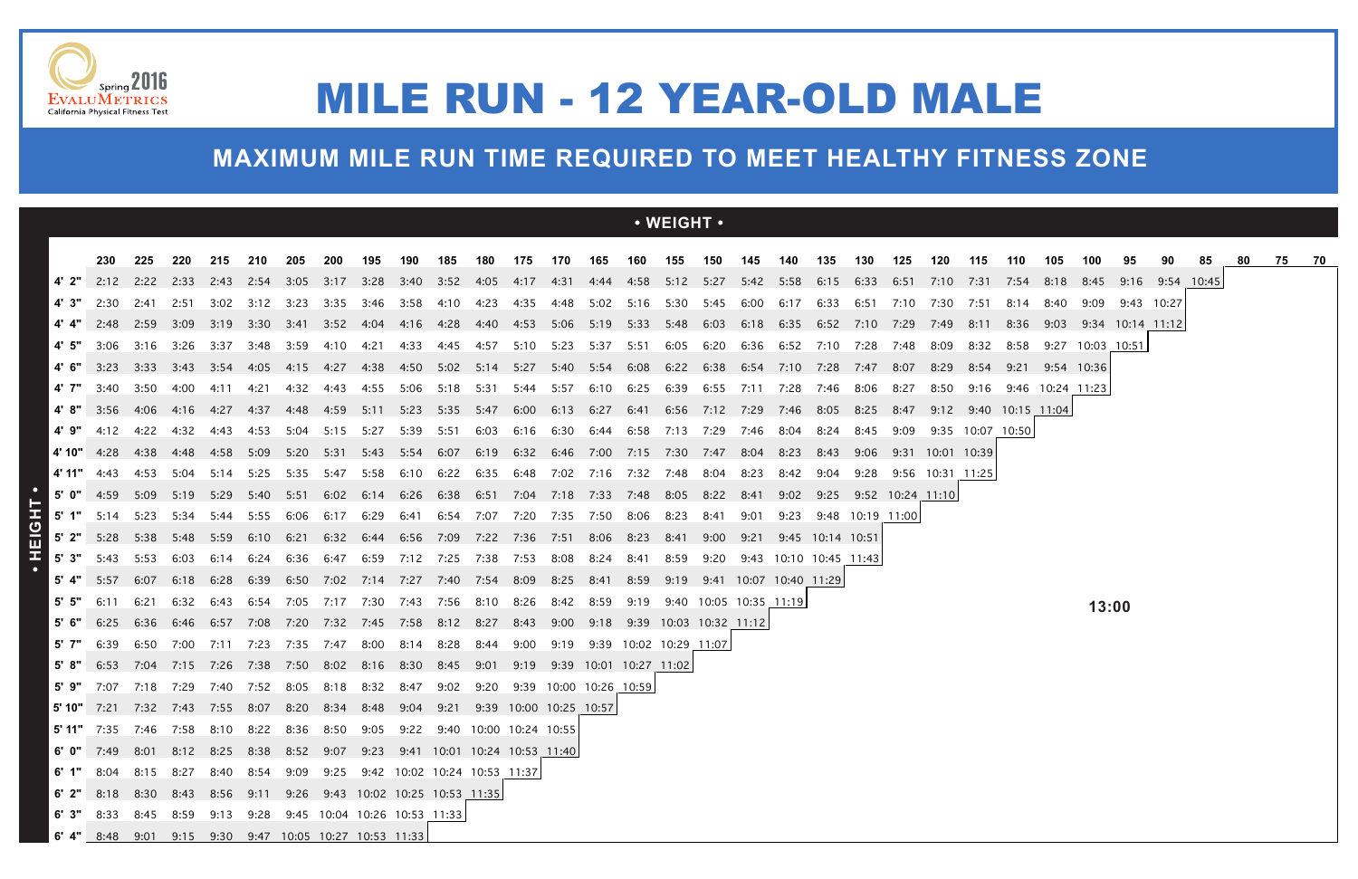# MILE RUN - 12 YEAR-OLD MALE

## MAXIMUM MILE RUN TIME REQUIRED TO MEET HEALTHY FITNESS ZONE

Spring 2016 EvaluMetrics California Physical Fitness Test

**• WEIGHT •** / **• HEIGHT •**

| Height | 230 | 225 | 220 | 215 | 210 | 205 | 200 | 195 | 190 | 185 | 180 | 175 | 170 | 165 | 160 | 155 | 150 | 145 | 140 | 135 | 130 | 125 | 120 | 115 | 110 | 105 | 100 | 95 | 90 | 85 | 80 | 75 | 70 |
|---|---|---|---|---|---|---|---|---|---|---|---|---|---|---|---|---|---|---|---|---|---|---|---|---|---|---|---|---|---|---|---|---|---|
| 4' 2" | 2:12 | 2:22 | 2:33 | 2:43 | 2:54 | 3:05 | 3:17 | 3:28 | 3:40 | 3:52 | 4:05 | 4:17 | 4:31 | 4:44 | 4:58 | 5:12 | 5:27 | 5:42 | 5:58 | 6:15 | 6:33 | 6:51 | 7:10 | 7:31 | 7:54 | 8:18 | 8:45 | 9:16 | 9:54 | 10:45 | | | |
| 4' 3" | 2:30 | 2:41 | 2:51 | 3:02 | 3:12 | 3:23 | 3:35 | 3:46 | 3:58 | 4:10 | 4:23 | 4:35 | 4:48 | 5:02 | 5:16 | 5:30 | 5:45 | 6:00 | 6:17 | 6:33 | 6:51 | 7:10 | 7:30 | 7:51 | 8:14 | 8:40 | 9:09 | 9:43 | 10:27 | | | | |
| 4' 4" | 2:48 | 2:59 | 3:09 | 3:19 | 3:30 | 3:41 | 3:52 | 4:04 | 4:16 | 4:28 | 4:40 | 4:53 | 5:06 | 5:19 | 5:33 | 5:48 | 6:03 | 6:18 | 6:35 | 6:52 | 7:10 | 7:29 | 7:49 | 8:11 | 8:36 | 9:03 | 9:34 | 10:14 | 11:12 | | | | |
| 4' 5" | 3:06 | 3:16 | 3:26 | 3:37 | 3:48 | 3:59 | 4:10 | 4:21 | 4:33 | 4:45 | 4:57 | 5:10 | 5:23 | 5:37 | 5:51 | 6:05 | 6:20 | 6:36 | 6:52 | 7:10 | 7:28 | 7:48 | 8:09 | 8:32 | 8:58 | 9:27 | 10:03 | 10:51 | | | | | |
| 4' 6" | 3:23 | 3:33 | 3:43 | 3:54 | 4:05 | 4:15 | 4:27 | 4:38 | 4:50 | 5:02 | 5:14 | 5:27 | 5:40 | 5:54 | 6:08 | 6:22 | 6:38 | 6:54 | 7:10 | 7:28 | 7:47 | 8:07 | 8:29 | 8:54 | 9:21 | 9:54 | 10:36 | | | | | | |
| 4' 7" | 3:40 | 3:50 | 4:00 | 4:11 | 4:21 | 4:32 | 4:43 | 4:55 | 5:06 | 5:18 | 5:31 | 5:44 | 5:57 | 6:10 | 6:25 | 6:39 | 6:55 | 7:11 | 7:28 | 7:46 | 8:06 | 8:27 | 8:50 | 9:16 | 9:46 | 10:24 | 11:23 | | | | | | |
| 4' 8" | 3:56 | 4:06 | 4:16 | 4:27 | 4:37 | 4:48 | 4:59 | 5:11 | 5:23 | 5:35 | 5:47 | 6:00 | 6:13 | 6:27 | 6:41 | 6:56 | 7:12 | 7:29 | 7:46 | 8:05 | 8:25 | 8:47 | 9:12 | 9:40 | 10:15 | 11:04 | | | | | | | |
| 4' 9" | 4:12 | 4:22 | 4:32 | 4:43 | 4:53 | 5:04 | 5:15 | 5:27 | 5:39 | 5:51 | 6:03 | 6:16 | 6:30 | 6:44 | 6:58 | 7:13 | 7:29 | 7:46 | 8:04 | 8:24 | 8:45 | 9:09 | 9:35 | 10:07 | 10:50 | | | | | | | | |
| 4' 10" | 4:28 | 4:38 | 4:48 | 4:58 | 5:09 | 5:20 | 5:31 | 5:43 | 5:54 | 6:07 | 6:19 | 6:32 | 6:46 | 7:00 | 7:15 | 7:30 | 7:47 | 8:04 | 8:23 | 8:43 | 9:06 | 9:31 | 10:01 | 10:39 | | | | | | | | | |
| 4' 11" | 4:43 | 4:53 | 5:04 | 5:14 | 5:25 | 5:35 | 5:47 | 5:58 | 6:10 | 6:22 | 6:35 | 6:48 | 7:02 | 7:16 | 7:32 | 7:48 | 8:04 | 8:23 | 8:42 | 9:04 | 9:28 | 9:56 | 10:31 | 11:25 | | | | | | | | | |
| 5' 0" | 4:59 | 5:09 | 5:19 | 5:29 | 5:40 | 5:51 | 6:02 | 6:14 | 6:26 | 6:38 | 6:51 | 7:04 | 7:18 | 7:33 | 7:48 | 8:05 | 8:22 | 8:41 | 9:02 | 9:25 | 9:52 | 10:24 | 11:10 | | | | | | | | | | |
| 5' 1" | 5:14 | 5:23 | 5:34 | 5:44 | 5:55 | 6:06 | 6:17 | 6:29 | 6:41 | 6:54 | 7:07 | 7:20 | 7:35 | 7:50 | 8:06 | 8:23 | 8:41 | 9:01 | 9:23 | 9:48 | 10:19 | 11:00 | | | | | | | | | | | |
| 5' 2" | 5:28 | 5:38 | 5:48 | 5:59 | 6:10 | 6:21 | 6:32 | 6:44 | 6:56 | 7:09 | 7:22 | 7:36 | 7:51 | 8:06 | 8:23 | 8:41 | 9:00 | 9:21 | 9:45 | 10:14 | 10:51 | | | | | | | | | | | | |
| 5' 3" | 5:43 | 5:53 | 6:03 | 6:14 | 6:24 | 6:36 | 6:47 | 6:59 | 7:12 | 7:25 | 7:38 | 7:53 | 8:08 | 8:24 | 8:41 | 8:59 | 9:20 | 9:43 | 10:10 | 10:45 | 11:43 | | | | | | | | | | | | |
| 5' 4" | 5:57 | 6:07 | 6:18 | 6:28 | 6:39 | 6:50 | 7:02 | 7:14 | 7:27 | 7:40 | 7:54 | 8:09 | 8:25 | 8:41 | 8:59 | 9:19 | 9:41 | 10:07 | 10:40 | 11:29 | | | | | | | | | | | | | |
| 5' 5" | 6:11 | 6:21 | 6:32 | 6:43 | 6:54 | 7:05 | 7:17 | 7:30 | 7:43 | 7:56 | 8:10 | 8:26 | 8:42 | 8:59 | 9:19 | 9:40 | 10:05 | 10:35 | 11:19 | | | | | | | | | | | | | | |
| 5' 6" | 6:25 | 6:36 | 6:46 | 6:57 | 7:08 | 7:20 | 7:32 | 7:45 | 7:58 | 8:12 | 8:27 | 8:43 | 9:00 | 9:18 | 9:39 | 10:03 | 10:32 | 11:12 | | | | | | | | | | | | | | | |
| 5' 7" | 6:39 | 6:50 | 7:00 | 7:11 | 7:23 | 7:35 | 7:47 | 8:00 | 8:14 | 8:28 | 8:44 | 9:00 | 9:19 | 9:39 | 10:02 | 10:29 | 11:07 | | | | | | | | | | | | | | | | |
| 5' 8" | 6:53 | 7:04 | 7:15 | 7:26 | 7:38 | 7:50 | 8:02 | 8:16 | 8:30 | 8:45 | 9:01 | 9:19 | 9:39 | 10:01 | 10:27 | 11:02 | | | | | | | | | | | | | | | | | |
| 5' 9" | 7:07 | 7:18 | 7:29 | 7:40 | 7:52 | 8:05 | 8:18 | 8:32 | 8:47 | 9:02 | 9:20 | 9:39 | 10:00 | 10:26 | 10:59 | | | | | | | | | | | | | | | | | | |
| 5' 10" | 7:21 | 7:32 | 7:43 | 7:55 | 8:07 | 8:20 | 8:34 | 8:48 | 9:04 | 9:21 | 9:39 | 10:00 | 10:25 | 10:57 | | | | | | | | | | | | | | | | | | | |
| 5' 11" | 7:35 | 7:46 | 7:58 | 8:10 | 8:22 | 8:36 | 8:50 | 9:05 | 9:22 | 9:40 | 10:00 | 10:24 | 10:55 | | | | | | | | | | | | | | | | | | | | |
| 6' 0" | 7:49 | 8:01 | 8:12 | 8:25 | 8:38 | 8:52 | 9:07 | 9:23 | 9:41 | 10:01 | 10:24 | 10:53 | 11:40 | | | | | | | | | | | | | | | | | | | | |
| 6' 1" | 8:04 | 8:15 | 8:27 | 8:40 | 8:54 | 9:09 | 9:25 | 9:42 | 10:02 | 10:24 | 10:53 | 11:37 | | | | | | | | | | | | | | | | | | | | | |
| 6' 2" | 8:18 | 8:30 | 8:43 | 8:56 | 9:11 | 9:26 | 9:43 | 10:02 | 10:25 | 10:53 | 11:35 | | | | | | | | | | | | | | | | | | | | | | |
| 6' 3" | 8:33 | 8:45 | 8:59 | 9:13 | 9:28 | 9:45 | 10:04 | 10:26 | 10:53 | 11:33 | | | | | | | | | | | | | | | | | | | | | | | |
| 6' 4" | 8:48 | 9:01 | 9:15 | 9:30 | 9:47 | 10:05 | 10:27 | 10:53 | 11:33 | | | | | | | | | | | | | | | | | | | | | | | | |

All remaining cells (below and to the right of the values shown): **13:00**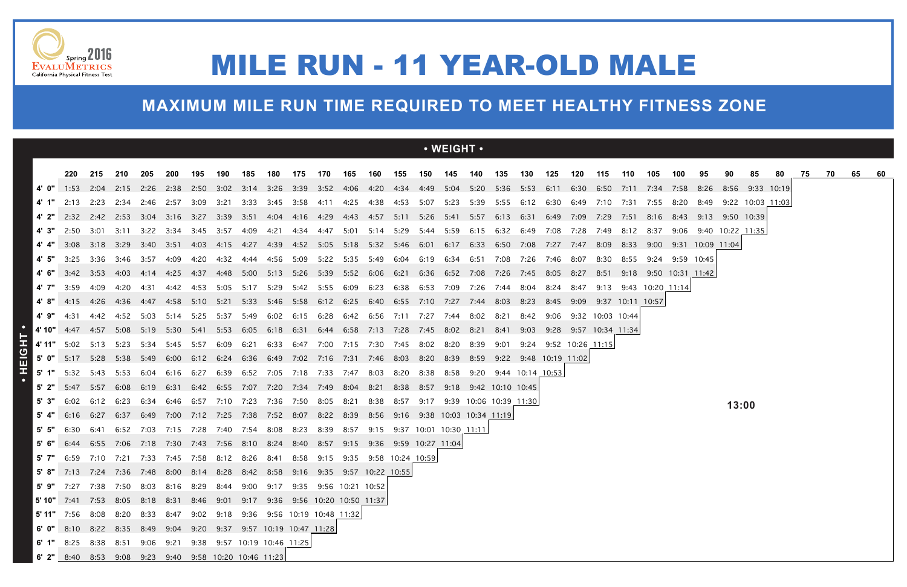Spring 2016 EvaluMetrics California Physical Fitness Test

# MILE RUN - 11 YEAR-OLD MALE

## MAXIMUM MILE RUN TIME REQUIRED TO MEET HEALTHY FITNESS ZONE

| • HEIGHT • / • WEIGHT • | 220 | 215 | 210 | 205 | 200 | 195 | 190 | 185 | 180 | 175 | 170 | 165 | 160 | 155 | 150 | 145 | 140 | 135 | 130 | 125 | 120 | 115 | 110 | 105 | 100 | 95 | 90 | 85 | 80 | 75 | 70 | 65 | 60 |
|---|---|---|---|---|---|---|---|---|---|---|---|---|---|---|---|---|---|---|---|---|---|---|---|---|---|---|---|---|---|---|---|---|---|
| 4' 0" | 1:53 | 2:04 | 2:15 | 2:26 | 2:38 | 2:50 | 3:02 | 3:14 | 3:26 | 3:39 | 3:52 | 4:06 | 4:20 | 4:34 | 4:49 | 5:04 | 5:20 | 5:36 | 5:53 | 6:11 | 6:30 | 6:50 | 7:11 | 7:34 | 7:58 | 8:26 | 8:56 | 9:33 | 10:19 | | | | |
| 4' 1" | 2:13 | 2:23 | 2:34 | 2:46 | 2:57 | 3:09 | 3:21 | 3:33 | 3:45 | 3:58 | 4:11 | 4:25 | 4:38 | 4:53 | 5:07 | 5:23 | 5:39 | 5:55 | 6:12 | 6:30 | 6:49 | 7:10 | 7:31 | 7:55 | 8:20 | 8:49 | 9:22 | 10:03 | 11:03 | | | | |
| 4' 2" | 2:32 | 2:42 | 2:53 | 3:04 | 3:16 | 3:27 | 3:39 | 3:51 | 4:04 | 4:16 | 4:29 | 4:43 | 4:57 | 5:11 | 5:26 | 5:41 | 5:57 | 6:13 | 6:31 | 6:49 | 7:09 | 7:29 | 7:51 | 8:16 | 8:43 | 9:13 | 9:50 | 10:39 | | | | | |
| 4' 3" | 2:50 | 3:01 | 3:11 | 3:22 | 3:34 | 3:45 | 3:57 | 4:09 | 4:21 | 4:34 | 4:47 | 5:01 | 5:14 | 5:29 | 5:44 | 5:59 | 6:15 | 6:32 | 6:49 | 7:08 | 7:28 | 7:49 | 8:12 | 8:37 | 9:06 | 9:40 | 10:22 | 11:35 | | | | | |
| 4' 4" | 3:08 | 3:18 | 3:29 | 3:40 | 3:51 | 4:03 | 4:15 | 4:27 | 4:39 | 4:52 | 5:05 | 5:18 | 5:32 | 5:46 | 6:01 | 6:17 | 6:33 | 6:50 | 7:08 | 7:27 | 7:47 | 8:09 | 8:33 | 9:00 | 9:31 | 10:09 | 11:04 | | | | | | |
| 4' 5" | 3:25 | 3:36 | 3:46 | 3:57 | 4:09 | 4:20 | 4:32 | 4:44 | 4:56 | 5:09 | 5:22 | 5:35 | 5:49 | 6:04 | 6:19 | 6:34 | 6:51 | 7:08 | 7:26 | 7:46 | 8:07 | 8:30 | 8:55 | 9:24 | 9:59 | 10:45 | | | | | | | |
| 4' 6" | 3:42 | 3:53 | 4:03 | 4:14 | 4:25 | 4:37 | 4:48 | 5:00 | 5:13 | 5:26 | 5:39 | 5:52 | 6:06 | 6:21 | 6:36 | 6:52 | 7:08 | 7:26 | 7:45 | 8:05 | 8:27 | 8:51 | 9:18 | 9:50 | 10:31 | 11:42 | | | | | | | |
| 4' 7" | 3:59 | 4:09 | 4:20 | 4:31 | 4:42 | 4:53 | 5:05 | 5:17 | 5:29 | 5:42 | 5:55 | 6:09 | 6:23 | 6:38 | 6:53 | 7:09 | 7:26 | 7:44 | 8:04 | 8:24 | 8:47 | 9:13 | 9:43 | 10:20 | 11:14 | | | | | | | | |
| 4' 8" | 4:15 | 4:26 | 4:36 | 4:47 | 4:58 | 5:10 | 5:21 | 5:33 | 5:46 | 5:58 | 6:12 | 6:25 | 6:40 | 6:55 | 7:10 | 7:27 | 7:44 | 8:03 | 8:23 | 8:45 | 9:09 | 9:37 | 10:11 | 10:57 | | | | | | | | | |
| 4' 9" | 4:31 | 4:42 | 4:52 | 5:03 | 5:14 | 5:25 | 5:37 | 5:49 | 6:02 | 6:15 | 6:28 | 6:42 | 6:56 | 7:11 | 7:27 | 7:44 | 8:02 | 8:21 | 8:42 | 9:06 | 9:32 | 10:03 | 10:44 | | | | | | | | | | |
| 4' 10" | 4:47 | 4:57 | 5:08 | 5:19 | 5:30 | 5:41 | 5:53 | 6:05 | 6:18 | 6:31 | 6:44 | 6:58 | 7:13 | 7:28 | 7:45 | 8:02 | 8:21 | 8:41 | 9:03 | 9:28 | 9:57 | 10:34 | 11:34 | | | | | | | | | | |
| 4' 11" | 5:02 | 5:13 | 5:23 | 5:34 | 5:45 | 5:57 | 6:09 | 6:21 | 6:33 | 6:47 | 7:00 | 7:15 | 7:30 | 7:45 | 8:02 | 8:20 | 8:39 | 9:01 | 9:24 | 9:52 | 10:26 | 11:15 | | | | | | | | | | | |
| 5' 0" | 5:17 | 5:28 | 5:38 | 5:49 | 6:00 | 6:12 | 6:24 | 6:36 | 6:49 | 7:02 | 7:16 | 7:31 | 7:46 | 8:03 | 8:20 | 8:39 | 8:59 | 9:22 | 9:48 | 10:19 | 11:02 | | | | | | | | | | | | |
| 5' 1" | 5:32 | 5:43 | 5:53 | 6:04 | 6:16 | 6:27 | 6:39 | 6:52 | 7:05 | 7:18 | 7:33 | 7:47 | 8:03 | 8:20 | 8:38 | 8:58 | 9:20 | 9:44 | 10:14 | 10:53 | | | | | | | | | | | | | |
| 5' 2" | 5:47 | 5:57 | 6:08 | 6:19 | 6:31 | 6:42 | 6:55 | 7:07 | 7:20 | 7:34 | 7:49 | 8:04 | 8:21 | 8:38 | 8:57 | 9:18 | 9:42 | 10:10 | 10:45 | | | | | | | | | | | | | | |
| 5' 3" | 6:02 | 6:12 | 6:23 | 6:34 | 6:46 | 6:57 | 7:10 | 7:23 | 7:36 | 7:50 | 8:05 | 8:21 | 8:38 | 8:57 | 9:17 | 9:39 | 10:06 | 10:39 | 11:30 | | | | | | | | | | | | | | |
| 5' 4" | 6:16 | 6:27 | 6:37 | 6:49 | 7:00 | 7:12 | 7:25 | 7:38 | 7:52 | 8:07 | 8:22 | 8:39 | 8:56 | 9:16 | 9:38 | 10:03 | 10:34 | 11:19 | | | | | | | | | | | | | | | |
| 5' 5" | 6:30 | 6:41 | 6:52 | 7:03 | 7:15 | 7:28 | 7:40 | 7:54 | 8:08 | 8:23 | 8:39 | 8:57 | 9:15 | 9:37 | 10:01 | 10:30 | 11:11 | | | | | | | | | | | | | | | | |
| 5' 6" | 6:44 | 6:55 | 7:06 | 7:18 | 7:30 | 7:43 | 7:56 | 8:10 | 8:24 | 8:40 | 8:57 | 9:15 | 9:36 | 9:59 | 10:27 | 11:04 | | | | | | | | | | | | | | | | | |
| 5' 7" | 6:59 | 7:10 | 7:21 | 7:33 | 7:45 | 7:58 | 8:12 | 8:26 | 8:41 | 8:58 | 9:15 | 9:35 | 9:58 | 10:24 | 10:59 | | | | | | | | | | | | | | | | | | |
| 5' 8" | 7:13 | 7:24 | 7:36 | 7:48 | 8:00 | 8:14 | 8:28 | 8:42 | 8:58 | 9:16 | 9:35 | 9:57 | 10:22 | 10:55 | | | | | | | | | | | | | | | | | | | |
| 5' 9" | 7:27 | 7:38 | 7:50 | 8:03 | 8:16 | 8:29 | 8:44 | 9:00 | 9:17 | 9:35 | 9:56 | 10:21 | 10:52 | | | | | | | | | | | | | | | | | | | | |
| 5' 10" | 7:41 | 7:53 | 8:05 | 8:18 | 8:31 | 8:46 | 9:01 | 9:17 | 9:36 | 9:56 | 10:20 | 10:50 | 11:37 | | | | | | | | | | | | | | | | | | | | |
| 5' 11" | 7:56 | 8:08 | 8:20 | 8:33 | 8:47 | 9:02 | 9:18 | 9:36 | 9:56 | 10:19 | 10:48 | 11:32 | | | | | | | | | | | | | | | | | | | | | |
| 6' 0" | 8:10 | 8:22 | 8:35 | 8:49 | 9:04 | 9:20 | 9:37 | 9:57 | 10:19 | 10:47 | 11:28 | | | | | | | | | | | | | | | | | | | | | | |
| 6' 1" | 8:25 | 8:38 | 8:51 | 9:06 | 9:21 | 9:38 | 9:57 | 10:19 | 10:46 | 11:25 | | | | | | | | | | | | | | | | | | | | | | | |
| 6' 2" | 8:40 | 8:53 | 9:08 | 9:23 | 9:40 | 9:58 | 10:20 | 10:46 | 11:23 | | | | | | | | | | | | | | | | | | | | | | | | |

13:00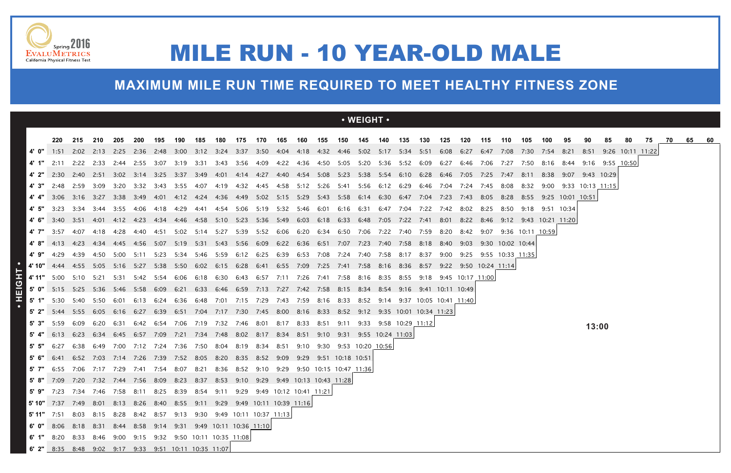# MILE RUN - 10 YEAR-OLD MALE

Spring 2016 EvaluMetrics — California Physical Fitness Test

## MAXIMUM MILE RUN TIME REQUIRED TO MEET HEALTHY FITNESS ZONE

• WEIGHT •

| • HEIGHT • | 220 | 215 | 210 | 205 | 200 | 195 | 190 | 185 | 180 | 175 | 170 | 165 | 160 | 155 | 150 | 145 | 140 | 135 | 130 | 125 | 120 | 115 | 110 | 105 | 100 | 95 | 90 | 85 | 80 | 75 | 70 | 65 | 60 |
|---|---|---|---|---|---|---|---|---|---|---|---|---|---|---|---|---|---|---|---|---|---|---|---|---|---|---|---|---|---|---|---|---|---|
| 4' 0" | 1:51 | 2:02 | 2:13 | 2:25 | 2:36 | 2:48 | 3:00 | 3:12 | 3:24 | 3:37 | 3:50 | 4:04 | 4:18 | 4:32 | 4:46 | 5:02 | 5:17 | 5:34 | 5:51 | 6:08 | 6:27 | 6:47 | 7:08 | 7:30 | 7:54 | 8:21 | 8:51 | 9:26 | 10:11 | 11:22 | | | |
| 4' 1" | 2:11 | 2:22 | 2:33 | 2:44 | 2:55 | 3:07 | 3:19 | 3:31 | 3:43 | 3:56 | 4:09 | 4:22 | 4:36 | 4:50 | 5:05 | 5:20 | 5:36 | 5:52 | 6:09 | 6:27 | 6:46 | 7:06 | 7:27 | 7:50 | 8:16 | 8:44 | 9:16 | 9:55 | 10:50 | | | | |
| 4' 2" | 2:30 | 2:40 | 2:51 | 3:02 | 3:14 | 3:25 | 3:37 | 3:49 | 4:01 | 4:14 | 4:27 | 4:40 | 4:54 | 5:08 | 5:23 | 5:38 | 5:54 | 6:10 | 6:28 | 6:46 | 7:05 | 7:25 | 7:47 | 8:11 | 8:38 | 9:07 | 9:43 | 10:29 | | | | | |
| 4' 3" | 2:48 | 2:59 | 3:09 | 3:20 | 3:32 | 3:43 | 3:55 | 4:07 | 4:19 | 4:32 | 4:45 | 4:58 | 5:12 | 5:26 | 5:41 | 5:56 | 6:12 | 6:29 | 6:46 | 7:04 | 7:24 | 7:45 | 8:08 | 8:32 | 9:00 | 9:33 | 10:13 | 11:15 | | | | | |
| 4' 4" | 3:06 | 3:16 | 3:27 | 3:38 | 3:49 | 4:01 | 4:12 | 4:24 | 4:36 | 4:49 | 5:02 | 5:15 | 5:29 | 5:43 | 5:58 | 6:14 | 6:30 | 6:47 | 7:04 | 7:23 | 7:43 | 8:05 | 8:28 | 8:55 | 9:25 | 10:01 | 10:51 | | | | | | |
| 4' 5" | 3:23 | 3:34 | 3:44 | 3:55 | 4:06 | 4:18 | 4:29 | 4:41 | 4:54 | 5:06 | 5:19 | 5:32 | 5:46 | 6:01 | 6:16 | 6:31 | 6:47 | 7:04 | 7:22 | 7:42 | 8:02 | 8:25 | 8:50 | 9:18 | 9:51 | 10:34 | | | | | | | |
| 4' 6" | 3:40 | 3:51 | 4:01 | 4:12 | 4:23 | 4:34 | 4:46 | 4:58 | 5:10 | 5:23 | 5:36 | 5:49 | 6:03 | 6:18 | 6:33 | 6:48 | 7:05 | 7:22 | 7:41 | 8:01 | 8:22 | 8:46 | 9:12 | 9:43 | 10:21 | 11:20 | | | | | | | |
| 4' 7" | 3:57 | 4:07 | 4:18 | 4:28 | 4:40 | 4:51 | 5:02 | 5:14 | 5:27 | 5:39 | 5:52 | 6:06 | 6:20 | 6:34 | 6:50 | 7:06 | 7:22 | 7:40 | 7:59 | 8:20 | 8:42 | 9:07 | 9:36 | 10:11 | 10:59 | | | | | | | | |
| 4' 8" | 4:13 | 4:23 | 4:34 | 4:45 | 4:56 | 5:07 | 5:19 | 5:31 | 5:43 | 5:56 | 6:09 | 6:22 | 6:36 | 6:51 | 7:07 | 7:23 | 7:40 | 7:58 | 8:18 | 8:40 | 9:03 | 9:30 | 10:02 | 10:44 | | | | | | | | | |
| 4' 9" | 4:29 | 4:39 | 4:50 | 5:00 | 5:11 | 5:23 | 5:34 | 5:46 | 5:59 | 6:12 | 6:25 | 6:39 | 6:53 | 7:08 | 7:24 | 7:40 | 7:58 | 8:17 | 8:37 | 9:00 | 9:25 | 9:55 | 10:33 | 11:35 | | | | | | | | | |
| 4' 10" | 4:44 | 4:55 | 5:05 | 5:16 | 5:27 | 5:38 | 5:50 | 6:02 | 6:15 | 6:28 | 6:41 | 6:55 | 7:09 | 7:25 | 7:41 | 7:58 | 8:16 | 8:36 | 8:57 | 9:22 | 9:50 | 10:24 | 11:14 | | | | | | | | | | |
| 4' 11" | 5:00 | 5:10 | 5:21 | 5:31 | 5:42 | 5:54 | 6:06 | 6:18 | 6:30 | 6:43 | 6:57 | 7:11 | 7:26 | 7:41 | 7:58 | 8:16 | 8:35 | 8:55 | 9:18 | 9:45 | 10:17 | 11:00 | | | | | | | | | | | |
| 5' 0" | 5:15 | 5:25 | 5:36 | 5:46 | 5:58 | 6:09 | 6:21 | 6:33 | 6:46 | 6:59 | 7:13 | 7:27 | 7:42 | 7:58 | 8:15 | 8:34 | 8:54 | 9:16 | 9:41 | 10:11 | 10:49 | | | | | | | | | | | | |
| 5' 1" | 5:30 | 5:40 | 5:50 | 6:01 | 6:13 | 6:24 | 6:36 | 6:48 | 7:01 | 7:15 | 7:29 | 7:43 | 7:59 | 8:16 | 8:33 | 8:52 | 9:14 | 9:37 | 10:05 | 10:41 | 11:40 | | | | | | | | | | | | |
| 5' 2" | 5:44 | 5:55 | 6:05 | 6:16 | 6:27 | 6:39 | 6:51 | 7:04 | 7:17 | 7:30 | 7:45 | 8:00 | 8:16 | 8:33 | 8:52 | 9:12 | 9:35 | 10:01 | 10:34 | 11:23 | | | | | | | | | | | | | |
| 5' 3" | 5:59 | 6:09 | 6:20 | 6:31 | 6:42 | 6:54 | 7:06 | 7:19 | 7:32 | 7:46 | 8:01 | 8:17 | 8:33 | 8:51 | 9:11 | 9:33 | 9:58 | 10:29 | 11:12 | | | | | | | | | 13:00 | | | | | |
| 5' 4" | 6:13 | 6:23 | 6:34 | 6:45 | 6:57 | 7:09 | 7:21 | 7:34 | 7:48 | 8:02 | 8:17 | 8:34 | 8:51 | 9:10 | 9:31 | 9:55 | 10:24 | 11:03 | | | | | | | | | | | | | | | |
| 5' 5" | 6:27 | 6:38 | 6:49 | 7:00 | 7:12 | 7:24 | 7:36 | 7:50 | 8:04 | 8:19 | 8:34 | 8:51 | 9:10 | 9:30 | 9:53 | 10:20 | 10:56 | | | | | | | | | | | | | | | | |
| 5' 6" | 6:41 | 6:52 | 7:03 | 7:14 | 7:26 | 7:39 | 7:52 | 8:05 | 8:20 | 8:35 | 8:52 | 9:09 | 9:29 | 9:51 | 10:18 | 10:51 | | | | | | | | | | | | | | | | | |
| 5' 7" | 6:55 | 7:06 | 7:17 | 7:29 | 7:41 | 7:54 | 8:07 | 8:21 | 8:36 | 8:52 | 9:10 | 9:29 | 9:50 | 10:15 | 10:47 | 11:36 | | | | | | | | | | | | | | | | | |
| 5' 8" | 7:09 | 7:20 | 7:32 | 7:44 | 7:56 | 8:09 | 8:23 | 8:37 | 8:53 | 9:10 | 9:29 | 9:49 | 10:13 | 10:43 | 11:28 | | | | | | | | | | | | | | | | | | |
| 5' 9" | 7:23 | 7:34 | 7:46 | 7:58 | 8:11 | 8:25 | 8:39 | 8:54 | 9:11 | 9:29 | 9:49 | 10:12 | 10:41 | 11:21 | | | | | | | | | | | | | | | | | | | |
| 5' 10" | 7:37 | 7:49 | 8:01 | 8:13 | 8:26 | 8:40 | 8:55 | 9:11 | 9:29 | 9:49 | 10:11 | 10:39 | 11:16 | | | | | | | | | | | | | | | | | | | | |
| 5' 11" | 7:51 | 8:03 | 8:15 | 8:28 | 8:42 | 8:57 | 9:13 | 9:30 | 9:49 | 10:11 | 10:37 | 11:13 | | | | | | | | | | | | | | | | | | | | | |
| 6' 0" | 8:06 | 8:18 | 8:31 | 8:44 | 8:58 | 9:14 | 9:31 | 9:49 | 10:11 | 10:36 | 11:10 | | | | | | | | | | | | | | | | | | | | | | |
| 6' 1" | 8:20 | 8:33 | 8:46 | 9:00 | 9:15 | 9:32 | 9:50 | 10:11 | 10:35 | 11:08 | | | | | | | | | | | | | | | | | | | | | | | |
| 6' 2" | 8:35 | 8:48 | 9:02 | 9:17 | 9:33 | 9:51 | 10:11 | 10:35 | 11:07 | | | | | | | | | | | | | | | | | | | | | | | | |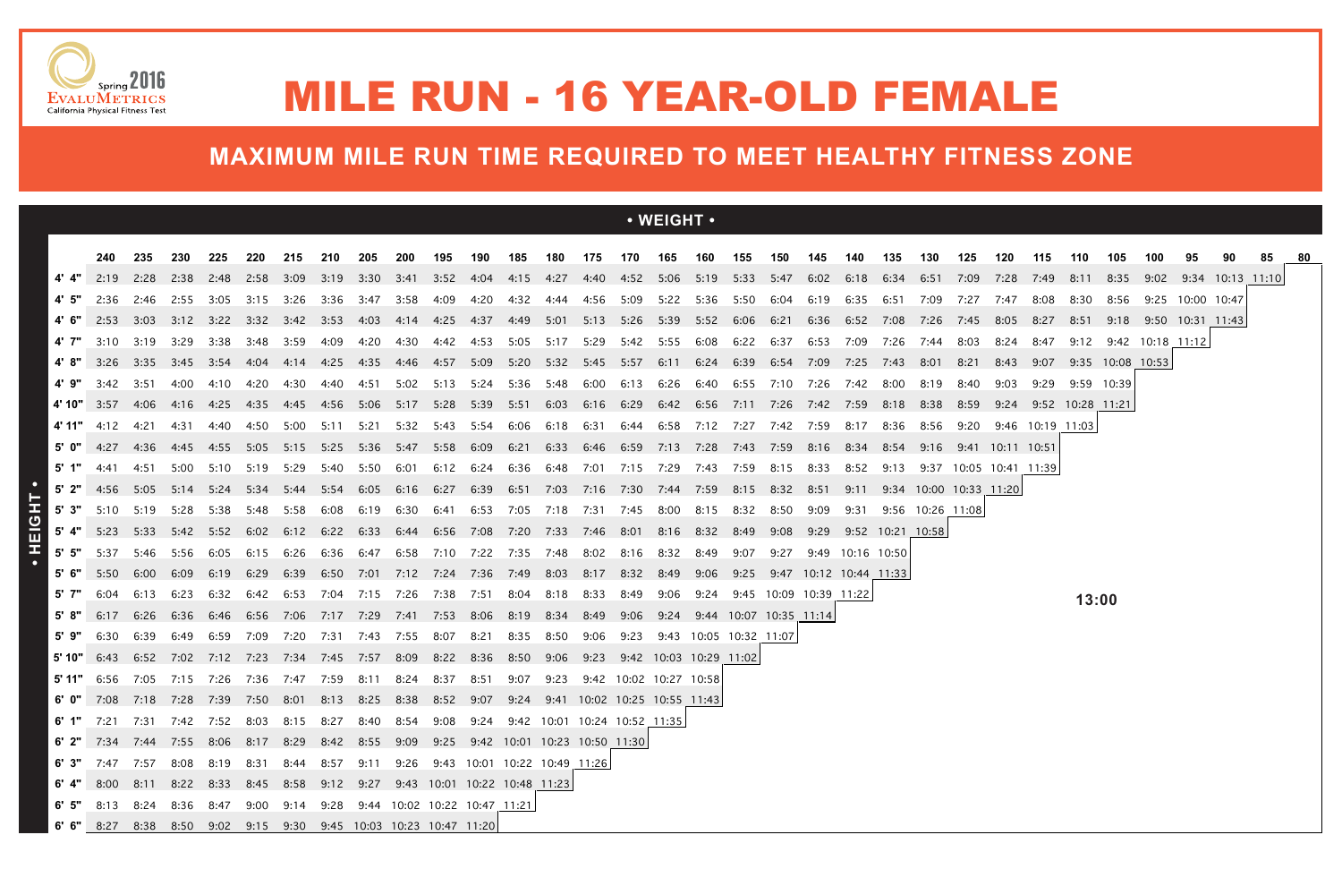# MILE RUN - 16 YEAR-OLD FEMALE

## MAXIMUM MILE RUN TIME REQUIRED TO MEET HEALTHY FITNESS ZONE

| HEIGHT \ WEIGHT | 240 | 235 | 230 | 225 | 220 | 215 | 210 | 205 | 200 | 195 | 190 | 185 | 180 | 175 | 170 | 165 | 160 | 155 | 150 | 145 | 140 | 135 | 130 | 125 | 120 | 115 | 110 | 105 | 100 | 95 | 90 | 85 | 80 |
|---|---|---|---|---|---|---|---|---|---|---|---|---|---|---|---|---|---|---|---|---|---|---|---|---|---|---|---|---|---|---|---|---|---|
| 4' 4" | 2:19 | 2:28 | 2:38 | 2:48 | 2:58 | 3:09 | 3:19 | 3:30 | 3:41 | 3:52 | 4:04 | 4:15 | 4:27 | 4:40 | 4:52 | 5:06 | 5:19 | 5:33 | 5:47 | 6:02 | 6:18 | 6:34 | 6:51 | 7:09 | 7:28 | 7:49 | 8:11 | 8:35 | 9:02 | 9:34 | 10:13 | 11:10 | |
| 4' 5" | 2:36 | 2:46 | 2:55 | 3:05 | 3:15 | 3:26 | 3:36 | 3:47 | 3:58 | 4:09 | 4:20 | 4:32 | 4:44 | 4:56 | 5:09 | 5:22 | 5:36 | 5:50 | 6:04 | 6:19 | 6:35 | 6:51 | 7:09 | 7:27 | 7:47 | 8:08 | 8:30 | 8:56 | 9:25 | 10:00 | 10:47 | | |
| 4' 6" | 2:53 | 3:03 | 3:12 | 3:22 | 3:32 | 3:42 | 3:53 | 4:03 | 4:14 | 4:25 | 4:37 | 4:49 | 5:01 | 5:13 | 5:26 | 5:39 | 5:52 | 6:06 | 6:21 | 6:36 | 6:52 | 7:08 | 7:26 | 7:45 | 8:05 | 8:27 | 8:51 | 9:18 | 9:50 | 10:31 | 11:43 | | |
| 4' 7" | 3:10 | 3:19 | 3:29 | 3:38 | 3:48 | 3:59 | 4:09 | 4:20 | 4:30 | 4:42 | 4:53 | 5:05 | 5:17 | 5:29 | 5:42 | 5:55 | 6:08 | 6:22 | 6:37 | 6:53 | 7:09 | 7:26 | 7:44 | 8:03 | 8:24 | 8:47 | 9:12 | 9:42 | 10:18 | 11:12 | | | |
| 4' 8" | 3:26 | 3:35 | 3:45 | 3:54 | 4:04 | 4:14 | 4:25 | 4:35 | 4:46 | 4:57 | 5:09 | 5:20 | 5:32 | 5:45 | 5:57 | 6:11 | 6:24 | 6:39 | 6:54 | 7:09 | 7:25 | 7:43 | 8:01 | 8:21 | 8:43 | 9:07 | 9:35 | 10:08 | 10:53 | | | | |
| 4' 9" | 3:42 | 3:51 | 4:00 | 4:10 | 4:20 | 4:30 | 4:40 | 4:51 | 5:02 | 5:13 | 5:24 | 5:36 | 5:48 | 6:00 | 6:13 | 6:26 | 6:40 | 6:55 | 7:10 | 7:26 | 7:42 | 8:00 | 8:19 | 8:40 | 9:03 | 9:29 | 9:59 | 10:39 | | | | | |
| 4' 10" | 3:57 | 4:06 | 4:16 | 4:25 | 4:35 | 4:45 | 4:56 | 5:06 | 5:17 | 5:28 | 5:39 | 5:51 | 6:03 | 6:16 | 6:29 | 6:42 | 6:56 | 7:11 | 7:26 | 7:42 | 7:59 | 8:18 | 8:38 | 8:59 | 9:24 | 9:52 | 10:28 | 11:21 | | | | | |
| 4' 11" | 4:12 | 4:21 | 4:31 | 4:40 | 4:50 | 5:00 | 5:11 | 5:21 | 5:32 | 5:43 | 5:54 | 6:06 | 6:18 | 6:31 | 6:44 | 6:58 | 7:12 | 7:27 | 7:42 | 7:59 | 8:17 | 8:36 | 8:56 | 9:20 | 9:46 | 10:19 | 11:03 | | | | | | |
| 5' 0" | 4:27 | 4:36 | 4:45 | 4:55 | 5:05 | 5:15 | 5:25 | 5:36 | 5:47 | 5:58 | 6:09 | 6:21 | 6:33 | 6:46 | 6:59 | 7:13 | 7:28 | 7:43 | 7:59 | 8:16 | 8:34 | 8:54 | 9:16 | 9:41 | 10:11 | 10:51 | | | | | | | |
| 5' 1" | 4:41 | 4:51 | 5:00 | 5:10 | 5:19 | 5:29 | 5:40 | 5:50 | 6:01 | 6:12 | 6:24 | 6:36 | 6:48 | 7:01 | 7:15 | 7:29 | 7:43 | 7:59 | 8:15 | 8:33 | 8:52 | 9:13 | 9:37 | 10:05 | 10:41 | 11:39 | | | | | | | |
| 5' 2" | 4:56 | 5:05 | 5:14 | 5:24 | 5:34 | 5:44 | 5:54 | 6:05 | 6:16 | 6:27 | 6:39 | 6:51 | 7:03 | 7:16 | 7:30 | 7:44 | 7:59 | 8:15 | 8:32 | 8:51 | 9:11 | 9:34 | 10:00 | 10:33 | 11:20 | | | | | | | | |
| 5' 3" | 5:10 | 5:19 | 5:28 | 5:38 | 5:48 | 5:58 | 6:08 | 6:19 | 6:30 | 6:41 | 6:53 | 7:05 | 7:18 | 7:31 | 7:45 | 8:00 | 8:15 | 8:32 | 8:50 | 9:09 | 9:31 | 9:56 | 10:26 | 11:08 | | | | | | | | | |
| 5' 4" | 5:23 | 5:33 | 5:42 | 5:52 | 6:02 | 6:12 | 6:22 | 6:33 | 6:44 | 6:56 | 7:08 | 7:20 | 7:33 | 7:46 | 8:01 | 8:16 | 8:32 | 8:49 | 9:08 | 9:29 | 9:52 | 10:21 | 10:58 | | | | | | | | | | |
| 5' 5" | 5:37 | 5:46 | 5:56 | 6:05 | 6:15 | 6:26 | 6:36 | 6:47 | 6:58 | 7:10 | 7:22 | 7:35 | 7:48 | 8:02 | 8:16 | 8:32 | 8:49 | 9:07 | 9:27 | 9:49 | 10:16 | 10:50 | | | | | | | | | | | |
| 5' 6" | 5:50 | 6:00 | 6:09 | 6:19 | 6:29 | 6:39 | 6:50 | 7:01 | 7:12 | 7:24 | 7:36 | 7:49 | 8:03 | 8:17 | 8:32 | 8:49 | 9:06 | 9:25 | 9:47 | 10:12 | 10:44 | 11:33 | | | | | | | | | | | |
| 5' 7" | 6:04 | 6:13 | 6:23 | 6:32 | 6:42 | 6:53 | 7:04 | 7:15 | 7:26 | 7:38 | 7:51 | 8:04 | 8:18 | 8:33 | 8:49 | 9:06 | 9:24 | 9:45 | 10:09 | 10:39 | 11:22 | | | | | | | | | | | | |
| 5' 8" | 6:17 | 6:26 | 6:36 | 6:46 | 6:56 | 7:06 | 7:17 | 7:29 | 7:41 | 7:53 | 8:06 | 8:19 | 8:34 | 8:49 | 9:06 | 9:24 | 9:44 | 10:07 | 10:35 | 11:14 | | | | | | | | | | | | | |
| 5' 9" | 6:30 | 6:39 | 6:49 | 6:59 | 7:09 | 7:20 | 7:31 | 7:43 | 7:55 | 8:07 | 8:21 | 8:35 | 8:50 | 9:06 | 9:23 | 9:43 | 10:05 | 10:32 | 11:07 | | | | | | | | | | | | | | |
| 5' 10" | 6:43 | 6:52 | 7:02 | 7:12 | 7:23 | 7:34 | 7:45 | 7:57 | 8:09 | 8:22 | 8:36 | 8:50 | 9:06 | 9:23 | 9:42 | 10:03 | 10:29 | 11:02 | | | | | | | | | | | | | | | |
| 5' 11" | 6:56 | 7:05 | 7:15 | 7:26 | 7:36 | 7:47 | 7:59 | 8:11 | 8:24 | 8:37 | 8:51 | 9:07 | 9:23 | 9:42 | 10:02 | 10:27 | 10:58 | | | | | | | | | | | | | | | | |
| 6' 0" | 7:08 | 7:18 | 7:28 | 7:39 | 7:50 | 8:01 | 8:13 | 8:25 | 8:38 | 8:52 | 9:07 | 9:24 | 9:41 | 10:02 | 10:25 | 10:55 | 11:43 | | | | | | | | | | | | | | | | |
| 6' 1" | 7:21 | 7:31 | 7:42 | 7:52 | 8:03 | 8:15 | 8:27 | 8:40 | 8:54 | 9:08 | 9:24 | 9:42 | 10:01 | 10:24 | 10:52 | 11:35 | | | | | | | | | | | | | | | | | |
| 6' 2" | 7:34 | 7:44 | 7:55 | 8:06 | 8:17 | 8:29 | 8:42 | 8:55 | 9:09 | 9:25 | 9:42 | 10:01 | 10:23 | 10:50 | 11:30 | | | | | | | | | | | | | | | | | | |
| 6' 3" | 7:47 | 7:57 | 8:08 | 8:19 | 8:31 | 8:44 | 8:57 | 9:11 | 9:26 | 9:43 | 10:01 | 10:22 | 10:49 | 11:26 | | | | | | | | | | | | | | | | | | | |
| 6' 4" | 8:00 | 8:11 | 8:22 | 8:33 | 8:45 | 8:58 | 9:12 | 9:27 | 9:43 | 10:01 | 10:22 | 10:48 | 11:23 | | | | | | | | | | | | | | | | | | | | |
| 6' 5" | 8:13 | 8:24 | 8:36 | 8:47 | 9:00 | 9:14 | 9:28 | 9:44 | 10:02 | 10:22 | 10:47 | 11:21 | | | | | | | | | | | | | | | | | | | | | |
| 6' 6" | 8:27 | 8:38 | 8:50 | 9:02 | 9:15 | 9:30 | 9:45 | 10:03 | 10:23 | 10:47 | 11:20 | | | | | | | | | | | | | | | | | | | | | | |

13:00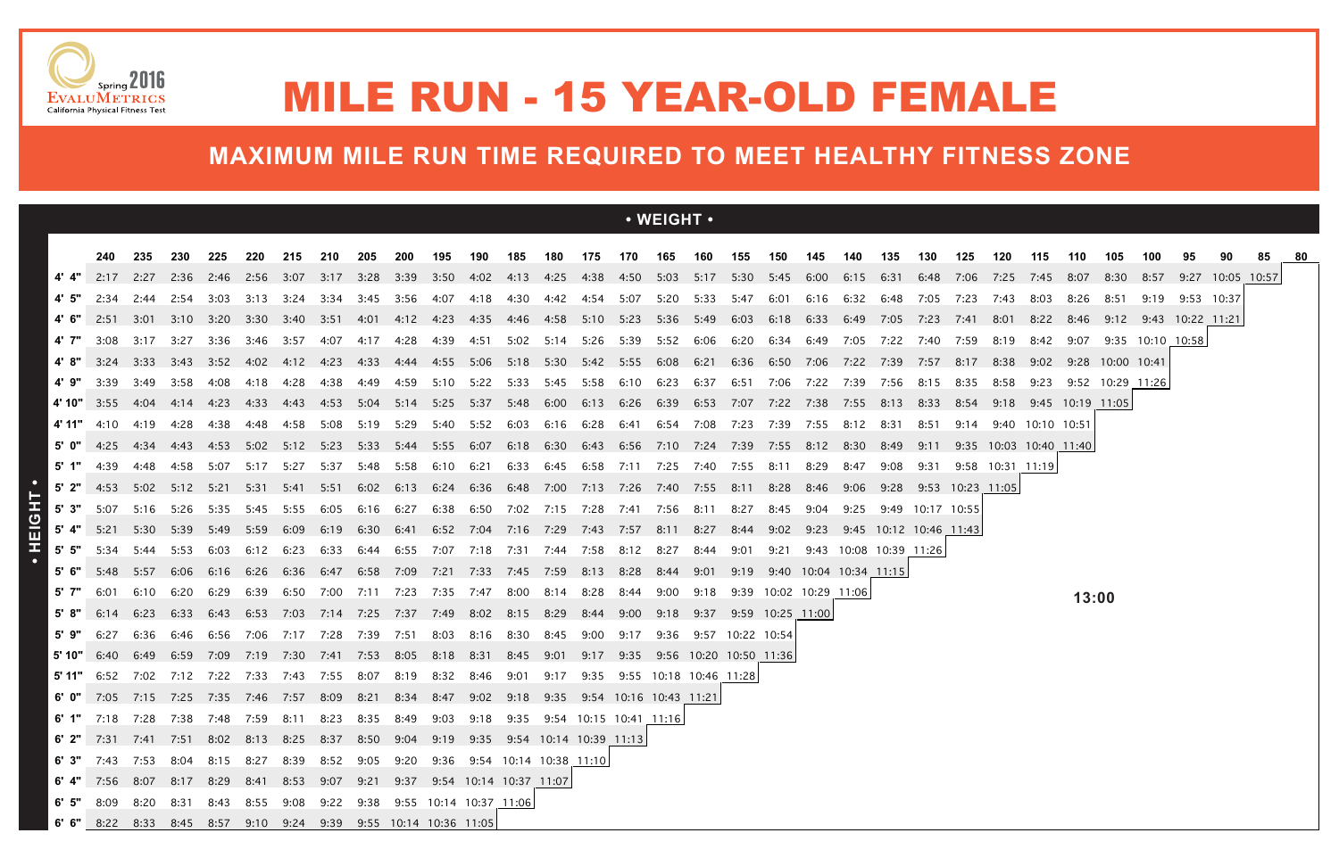# MILE RUN - 15 YEAR-OLD FEMALE

## MAXIMUM MILE RUN TIME REQUIRED TO MEET HEALTHY FITNESS ZONE

Spring 2016 EvaluMetrics California Physical Fitness Test

**• WEIGHT •** / **• HEIGHT •**

| Height | 240 | 235 | 230 | 225 | 220 | 215 | 210 | 205 | 200 | 195 | 190 | 185 | 180 | 175 | 170 | 165 | 160 | 155 | 150 | 145 | 140 | 135 | 130 | 125 | 120 | 115 | 110 | 105 | 100 | 95 | 90 | 85 | 80 |
|---|---|---|---|---|---|---|---|---|---|---|---|---|---|---|---|---|---|---|---|---|---|---|---|---|---|---|---|---|---|---|---|---|---|
| 4' 4" | 2:17 | 2:27 | 2:36 | 2:46 | 2:56 | 3:07 | 3:17 | 3:28 | 3:39 | 3:50 | 4:02 | 4:13 | 4:25 | 4:38 | 4:50 | 5:03 | 5:17 | 5:30 | 5:45 | 6:00 | 6:15 | 6:31 | 6:48 | 7:06 | 7:25 | 7:45 | 8:07 | 8:30 | 8:57 | 9:27 | 10:05 | 10:57 | |
| 4' 5" | 2:34 | 2:44 | 2:54 | 3:03 | 3:13 | 3:24 | 3:34 | 3:45 | 3:56 | 4:07 | 4:18 | 4:30 | 4:42 | 4:54 | 5:07 | 5:20 | 5:33 | 5:47 | 6:01 | 6:16 | 6:32 | 6:48 | 7:05 | 7:23 | 7:43 | 8:03 | 8:26 | 8:51 | 9:19 | 9:53 | 10:37 | | |
| 4' 6" | 2:51 | 3:01 | 3:10 | 3:20 | 3:30 | 3:40 | 3:51 | 4:01 | 4:12 | 4:23 | 4:35 | 4:46 | 4:58 | 5:10 | 5:23 | 5:36 | 5:49 | 6:03 | 6:18 | 6:33 | 6:49 | 7:05 | 7:23 | 7:41 | 8:01 | 8:22 | 8:46 | 9:12 | 9:43 | 10:22 | 11:21 | | |
| 4' 7" | 3:08 | 3:17 | 3:27 | 3:36 | 3:46 | 3:57 | 4:07 | 4:17 | 4:28 | 4:39 | 4:51 | 5:02 | 5:14 | 5:26 | 5:39 | 5:52 | 6:06 | 6:20 | 6:34 | 6:49 | 7:05 | 7:22 | 7:40 | 7:59 | 8:19 | 8:42 | 9:07 | 9:35 | 10:10 | 10:58 | | | |
| 4' 8" | 3:24 | 3:33 | 3:43 | 3:52 | 4:02 | 4:12 | 4:23 | 4:33 | 4:44 | 4:55 | 5:06 | 5:18 | 5:30 | 5:42 | 5:55 | 6:08 | 6:21 | 6:36 | 6:50 | 7:06 | 7:22 | 7:39 | 7:57 | 8:17 | 8:38 | 9:02 | 9:28 | 10:00 | 10:41 | | | | |
| 4' 9" | 3:39 | 3:49 | 3:58 | 4:08 | 4:18 | 4:28 | 4:38 | 4:49 | 4:59 | 5:10 | 5:22 | 5:33 | 5:45 | 5:58 | 6:10 | 6:23 | 6:37 | 6:51 | 7:06 | 7:22 | 7:39 | 7:56 | 8:15 | 8:35 | 8:58 | 9:23 | 9:52 | 10:29 | 11:26 | | | | |
| 4' 10" | 3:55 | 4:04 | 4:14 | 4:23 | 4:33 | 4:43 | 4:53 | 5:04 | 5:14 | 5:25 | 5:37 | 5:48 | 6:00 | 6:13 | 6:26 | 6:39 | 6:53 | 7:07 | 7:22 | 7:38 | 7:55 | 8:13 | 8:33 | 8:54 | 9:18 | 9:45 | 10:19 | 11:05 | | | | | |
| 4' 11" | 4:10 | 4:19 | 4:28 | 4:38 | 4:48 | 4:58 | 5:08 | 5:19 | 5:29 | 5:40 | 5:52 | 6:03 | 6:16 | 6:28 | 6:41 | 6:54 | 7:08 | 7:23 | 7:39 | 7:55 | 8:12 | 8:31 | 8:51 | 9:14 | 9:40 | 10:10 | 10:51 | | | | | | |
| 5' 0" | 4:25 | 4:34 | 4:43 | 4:53 | 5:02 | 5:12 | 5:23 | 5:33 | 5:44 | 5:55 | 6:07 | 6:18 | 6:30 | 6:43 | 6:56 | 7:10 | 7:24 | 7:39 | 7:55 | 8:12 | 8:30 | 8:49 | 9:11 | 9:35 | 10:03 | 10:40 | 11:40 | | | | | | |
| 5' 1" | 4:39 | 4:48 | 4:58 | 5:07 | 5:17 | 5:27 | 5:37 | 5:48 | 5:58 | 6:10 | 6:21 | 6:33 | 6:45 | 6:58 | 7:11 | 7:25 | 7:40 | 7:55 | 8:11 | 8:29 | 8:47 | 9:08 | 9:31 | 9:58 | 10:31 | 11:19 | | | | | | | |
| 5' 2" | 4:53 | 5:02 | 5:12 | 5:21 | 5:31 | 5:41 | 5:51 | 6:02 | 6:13 | 6:24 | 6:36 | 6:48 | 7:00 | 7:13 | 7:26 | 7:40 | 7:55 | 8:11 | 8:28 | 8:46 | 9:06 | 9:28 | 9:53 | 10:23 | 11:05 | | | | | | | | |
| 5' 3" | 5:07 | 5:16 | 5:26 | 5:35 | 5:45 | 5:55 | 6:05 | 6:16 | 6:27 | 6:38 | 6:50 | 7:02 | 7:15 | 7:28 | 7:41 | 7:56 | 8:11 | 8:27 | 8:45 | 9:04 | 9:25 | 9:49 | 10:17 | 10:55 | | | | | | | | | |
| 5' 4" | 5:21 | 5:30 | 5:39 | 5:49 | 5:59 | 6:09 | 6:19 | 6:30 | 6:41 | 6:52 | 7:04 | 7:16 | 7:29 | 7:43 | 7:57 | 8:11 | 8:27 | 8:44 | 9:02 | 9:23 | 9:45 | 10:12 | 10:46 | 11:43 | | | | | | | | | |
| 5' 5" | 5:34 | 5:44 | 5:53 | 6:03 | 6:12 | 6:23 | 6:33 | 6:44 | 6:55 | 7:07 | 7:18 | 7:31 | 7:44 | 7:58 | 8:12 | 8:27 | 8:44 | 9:01 | 9:21 | 9:43 | 10:08 | 10:39 | 11:26 | | | | | | | | | | |
| 5' 6" | 5:48 | 5:57 | 6:06 | 6:16 | 6:26 | 6:36 | 6:47 | 6:58 | 7:09 | 7:21 | 7:33 | 7:45 | 7:59 | 8:13 | 8:28 | 8:44 | 9:01 | 9:19 | 9:40 | 10:04 | 10:34 | 11:15 | | | | | | | | | | | |
| 5' 7" | 6:01 | 6:10 | 6:20 | 6:29 | 6:39 | 6:50 | 7:00 | 7:11 | 7:23 | 7:35 | 7:47 | 8:00 | 8:14 | 8:28 | 8:44 | 9:00 | 9:18 | 9:39 | 10:02 | 10:29 | 11:06 | | | | | | | | | | | | |
| 5' 8" | 6:14 | 6:23 | 6:33 | 6:43 | 6:53 | 7:03 | 7:14 | 7:25 | 7:37 | 7:49 | 8:02 | 8:15 | 8:29 | 8:44 | 9:00 | 9:18 | 9:37 | 9:59 | 10:25 | 11:00 | | | | | | | | | | | | | |
| 5' 9" | 6:27 | 6:36 | 6:46 | 6:56 | 7:06 | 7:17 | 7:28 | 7:39 | 7:51 | 8:03 | 8:16 | 8:30 | 8:45 | 9:00 | 9:17 | 9:36 | 9:57 | 10:22 | 10:54 | | | | | | | | | | | | | | |
| 5' 10" | 6:40 | 6:49 | 6:59 | 7:09 | 7:19 | 7:30 | 7:41 | 7:53 | 8:05 | 8:18 | 8:31 | 8:45 | 9:01 | 9:17 | 9:35 | 9:56 | 10:20 | 10:50 | 11:36 | | | | | | | | | | | | | | |
| 5' 11" | 6:52 | 7:02 | 7:12 | 7:22 | 7:33 | 7:43 | 7:55 | 8:07 | 8:19 | 8:32 | 8:46 | 9:01 | 9:17 | 9:35 | 9:55 | 10:18 | 10:46 | 11:28 | | | | | | | | | | | | | | | |
| 6' 0" | 7:05 | 7:15 | 7:25 | 7:35 | 7:46 | 7:57 | 8:09 | 8:21 | 8:34 | 8:47 | 9:02 | 9:18 | 9:35 | 9:54 | 10:16 | 10:43 | 11:21 | | | | | | | | | | | | | | | | |
| 6' 1" | 7:18 | 7:28 | 7:38 | 7:48 | 7:59 | 8:11 | 8:23 | 8:35 | 8:49 | 9:03 | 9:18 | 9:35 | 9:54 | 10:15 | 10:41 | 11:16 | | | | | | | | | | | | | | | | | |
| 6' 2" | 7:31 | 7:41 | 7:51 | 8:02 | 8:13 | 8:25 | 8:37 | 8:50 | 9:04 | 9:19 | 9:35 | 9:54 | 10:14 | 10:39 | 11:13 | | | | | | | | | | | | | | | | | | |
| 6' 3" | 7:43 | 7:53 | 8:04 | 8:15 | 8:27 | 8:39 | 8:52 | 9:05 | 9:20 | 9:36 | 9:54 | 10:14 | 10:38 | 11:10 | | | | | | | | | | | | | | | | | | | |
| 6' 4" | 7:56 | 8:07 | 8:17 | 8:29 | 8:41 | 8:53 | 9:07 | 9:21 | 9:37 | 9:54 | 10:14 | 10:37 | 11:07 | | | | | | | | | | | | | | | | | | | | |
| 6' 5" | 8:09 | 8:20 | 8:31 | 8:43 | 8:55 | 9:08 | 9:22 | 9:38 | 9:55 | 10:14 | 10:37 | 11:06 | | | | | | | | | | | | | | | | | | | | | |
| 6' 6" | 8:22 | 8:33 | 8:45 | 8:57 | 9:10 | 9:24 | 9:39 | 9:55 | 10:14 | 10:36 | 11:05 | | | | | | | | | | | | | | | | | | | | | | |

13:00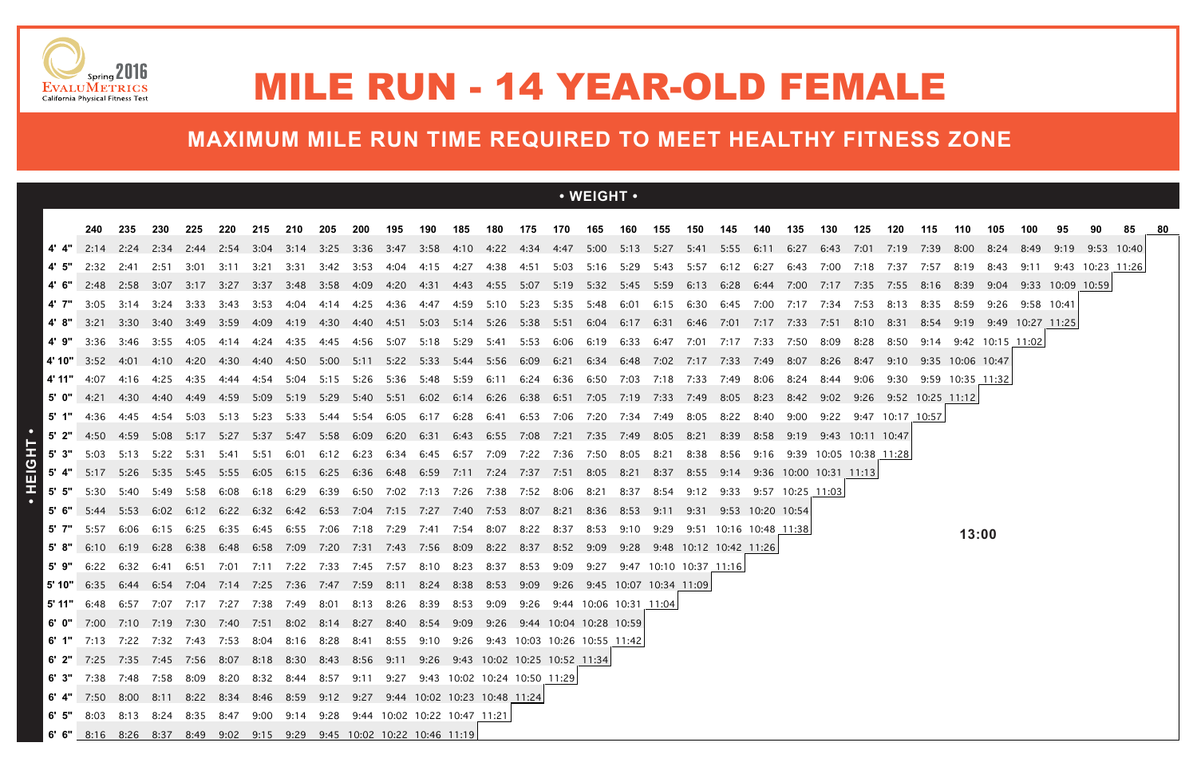# MILE RUN - 14 YEAR-OLD FEMALE

## MAXIMUM MILE RUN TIME REQUIRED TO MEET HEALTHY FITNESS ZONE

Spring 2016 EvaluMetrics California Physical Fitness Test

**• WEIGHT •**

| • HEIGHT • | 240 | 235 | 230 | 225 | 220 | 215 | 210 | 205 | 200 | 195 | 190 | 185 | 180 | 175 | 170 | 165 | 160 | 155 | 150 | 145 | 140 | 135 | 130 | 125 | 120 | 115 | 110 | 105 | 100 | 95 | 90 | 85 | 80 |
|---|---|---|---|---|---|---|---|---|---|---|---|---|---|---|---|---|---|---|---|---|---|---|---|---|---|---|---|---|---|---|---|---|---|
| 4' 4" | 2:14 | 2:24 | 2:34 | 2:44 | 2:54 | 3:04 | 3:14 | 3:25 | 3:36 | 3:47 | 3:58 | 4:10 | 4:22 | 4:34 | 4:47 | 5:00 | 5:13 | 5:27 | 5:41 | 5:55 | 6:11 | 6:27 | 6:43 | 7:01 | 7:19 | 7:39 | 8:00 | 8:24 | 8:49 | 9:19 | 9:53 | 10:40 | |
| 4' 5" | 2:32 | 2:41 | 2:51 | 3:01 | 3:11 | 3:21 | 3:31 | 3:42 | 3:53 | 4:04 | 4:15 | 4:27 | 4:38 | 4:51 | 5:03 | 5:16 | 5:29 | 5:43 | 5:57 | 6:12 | 6:27 | 6:43 | 7:00 | 7:18 | 7:37 | 7:57 | 8:19 | 8:43 | 9:11 | 9:43 | 10:23 | 11:26 | |
| 4' 6" | 2:48 | 2:58 | 3:07 | 3:17 | 3:27 | 3:37 | 3:48 | 3:58 | 4:09 | 4:20 | 4:31 | 4:43 | 4:55 | 5:07 | 5:19 | 5:32 | 5:45 | 5:59 | 6:13 | 6:28 | 6:44 | 7:00 | 7:17 | 7:35 | 7:55 | 8:16 | 8:39 | 9:04 | 9:33 | 10:09 | 10:59 | | |
| 4' 7" | 3:05 | 3:14 | 3:24 | 3:33 | 3:43 | 3:53 | 4:04 | 4:14 | 4:25 | 4:36 | 4:47 | 4:59 | 5:10 | 5:23 | 5:35 | 5:48 | 6:01 | 6:15 | 6:30 | 6:45 | 7:00 | 7:17 | 7:34 | 7:53 | 8:13 | 8:35 | 8:59 | 9:26 | 9:58 | 10:41 | | | |
| 4' 8" | 3:21 | 3:30 | 3:40 | 3:49 | 3:59 | 4:09 | 4:19 | 4:30 | 4:40 | 4:51 | 5:03 | 5:14 | 5:26 | 5:38 | 5:51 | 6:04 | 6:17 | 6:31 | 6:46 | 7:01 | 7:17 | 7:33 | 7:51 | 8:10 | 8:31 | 8:54 | 9:19 | 9:49 | 10:27 | 11:25 | | | |
| 4' 9" | 3:36 | 3:46 | 3:55 | 4:05 | 4:14 | 4:24 | 4:35 | 4:45 | 4:56 | 5:07 | 5:18 | 5:29 | 5:41 | 5:53 | 6:06 | 6:19 | 6:33 | 6:47 | 7:01 | 7:17 | 7:33 | 7:50 | 8:09 | 8:28 | 8:50 | 9:14 | 9:42 | 10:15 | 11:02 | | | | |
| 4' 10" | 3:52 | 4:01 | 4:10 | 4:20 | 4:30 | 4:40 | 4:50 | 5:00 | 5:11 | 5:22 | 5:33 | 5:44 | 5:56 | 6:09 | 6:21 | 6:34 | 6:48 | 7:02 | 7:17 | 7:33 | 7:49 | 8:07 | 8:26 | 8:47 | 9:10 | 9:35 | 10:06 | 10:47 | | | | | |
| 4' 11" | 4:07 | 4:16 | 4:25 | 4:35 | 4:44 | 4:54 | 5:04 | 5:15 | 5:26 | 5:36 | 5:48 | 5:59 | 6:11 | 6:24 | 6:36 | 6:50 | 7:03 | 7:18 | 7:33 | 7:49 | 8:06 | 8:24 | 8:44 | 9:06 | 9:30 | 9:59 | 10:35 | 11:32 | | | | | |
| 5' 0" | 4:21 | 4:30 | 4:40 | 4:49 | 4:59 | 5:09 | 5:19 | 5:29 | 5:40 | 5:51 | 6:02 | 6:14 | 6:26 | 6:38 | 6:51 | 7:05 | 7:19 | 7:33 | 7:49 | 8:05 | 8:23 | 8:42 | 9:02 | 9:26 | 9:52 | 10:25 | 11:12 | | | | | | |
| 5' 1" | 4:36 | 4:45 | 4:54 | 5:03 | 5:13 | 5:23 | 5:33 | 5:44 | 5:54 | 6:05 | 6:17 | 6:28 | 6:41 | 6:53 | 7:06 | 7:20 | 7:34 | 7:49 | 8:05 | 8:22 | 8:40 | 9:00 | 9:22 | 9:47 | 10:17 | 10:57 | | | | | | | |
| 5' 2" | 4:50 | 4:59 | 5:08 | 5:17 | 5:27 | 5:37 | 5:47 | 5:58 | 6:09 | 6:20 | 6:31 | 6:43 | 6:55 | 7:08 | 7:21 | 7:35 | 7:49 | 8:05 | 8:21 | 8:39 | 8:58 | 9:19 | 9:43 | 10:11 | 10:47 | | | | | | | | |
| 5' 3" | 5:03 | 5:13 | 5:22 | 5:31 | 5:41 | 5:51 | 6:01 | 6:12 | 6:23 | 6:34 | 6:45 | 6:57 | 7:09 | 7:22 | 7:36 | 7:50 | 8:05 | 8:21 | 8:38 | 8:56 | 9:16 | 9:39 | 10:05 | 10:38 | 11:28 | | | | | | | | |
| 5' 4" | 5:17 | 5:26 | 5:35 | 5:45 | 5:55 | 6:05 | 6:15 | 6:25 | 6:36 | 6:48 | 6:59 | 7:11 | 7:24 | 7:37 | 7:51 | 8:05 | 8:21 | 8:37 | 8:55 | 9:14 | 9:36 | 10:00 | 10:31 | 11:13 | | | | | | | | | |
| 5' 5" | 5:30 | 5:40 | 5:49 | 5:58 | 6:08 | 6:18 | 6:29 | 6:39 | 6:50 | 7:02 | 7:13 | 7:26 | 7:38 | 7:52 | 8:06 | 8:21 | 8:37 | 8:54 | 9:12 | 9:33 | 9:57 | 10:25 | 11:03 | | | | | | | | | | |
| 5' 6" | 5:44 | 5:53 | 6:02 | 6:12 | 6:22 | 6:32 | 6:42 | 6:53 | 7:04 | 7:15 | 7:27 | 7:40 | 7:53 | 8:07 | 8:21 | 8:36 | 8:53 | 9:11 | 9:31 | 9:53 | 10:20 | 10:54 | | | | | | | | | | | |
| 5' 7" | 5:57 | 6:06 | 6:15 | 6:25 | 6:35 | 6:45 | 6:55 | 7:06 | 7:18 | 7:29 | 7:41 | 7:54 | 8:07 | 8:22 | 8:37 | 8:53 | 9:10 | 9:29 | 9:51 | 10:16 | 10:48 | 11:38 | | | | | 13:00 | | | | | | |
| 5' 8" | 6:10 | 6:19 | 6:28 | 6:38 | 6:48 | 6:58 | 7:09 | 7:20 | 7:31 | 7:43 | 7:56 | 8:09 | 8:22 | 8:37 | 8:52 | 9:09 | 9:28 | 9:48 | 10:12 | 10:42 | 11:26 | | | | | | | | | | | | |
| 5' 9" | 6:22 | 6:32 | 6:41 | 6:51 | 7:01 | 7:11 | 7:22 | 7:33 | 7:45 | 7:57 | 8:10 | 8:23 | 8:37 | 8:53 | 9:09 | 9:27 | 9:47 | 10:10 | 10:37 | 11:16 | | | | | | | | | | | | | |
| 5' 10" | 6:35 | 6:44 | 6:54 | 7:04 | 7:14 | 7:25 | 7:36 | 7:47 | 7:59 | 8:11 | 8:24 | 8:38 | 8:53 | 9:09 | 9:26 | 9:45 | 10:07 | 10:34 | 11:09 | | | | | | | | | | | | | | |
| 5' 11" | 6:48 | 6:57 | 7:07 | 7:17 | 7:27 | 7:38 | 7:49 | 8:01 | 8:13 | 8:26 | 8:39 | 8:53 | 9:09 | 9:26 | 9:44 | 10:06 | 10:31 | 11:04 | | | | | | | | | | | | | | | |
| 6' 0" | 7:00 | 7:10 | 7:19 | 7:30 | 7:40 | 7:51 | 8:02 | 8:14 | 8:27 | 8:40 | 8:54 | 9:09 | 9:26 | 9:44 | 10:04 | 10:28 | 10:59 | | | | | | | | | | | | | | | | |
| 6' 1" | 7:13 | 7:22 | 7:32 | 7:43 | 7:53 | 8:04 | 8:16 | 8:28 | 8:41 | 8:55 | 9:10 | 9:26 | 9:43 | 10:03 | 10:26 | 10:55 | 11:42 | | | | | | | | | | | | | | | | |
| 6' 2" | 7:25 | 7:35 | 7:45 | 7:56 | 8:07 | 8:18 | 8:30 | 8:43 | 8:56 | 9:11 | 9:26 | 9:43 | 10:02 | 10:25 | 10:52 | 11:34 | | | | | | | | | | | | | | | | | |
| 6' 3" | 7:38 | 7:48 | 7:58 | 8:09 | 8:20 | 8:32 | 8:44 | 8:57 | 9:11 | 9:27 | 9:43 | 10:02 | 10:24 | 10:50 | 11:29 | | | | | | | | | | | | | | | | | | |
| 6' 4" | 7:50 | 8:00 | 8:11 | 8:22 | 8:34 | 8:46 | 8:59 | 9:12 | 9:27 | 9:44 | 10:02 | 10:23 | 10:48 | 11:24 | | | | | | | | | | | | | | | | | | | |
| 6' 5" | 8:03 | 8:13 | 8:24 | 8:35 | 8:47 | 9:00 | 9:14 | 9:28 | 9:44 | 10:02 | 10:22 | 10:47 | 11:21 | | | | | | | | | | | | | | | | | | | | |
| 6' 6" | 8:16 | 8:26 | 8:37 | 8:49 | 9:02 | 9:15 | 9:29 | 9:45 | 10:02 | 10:22 | 10:46 | 11:19 | | | | | | | | | | | | | | | | | | | | | |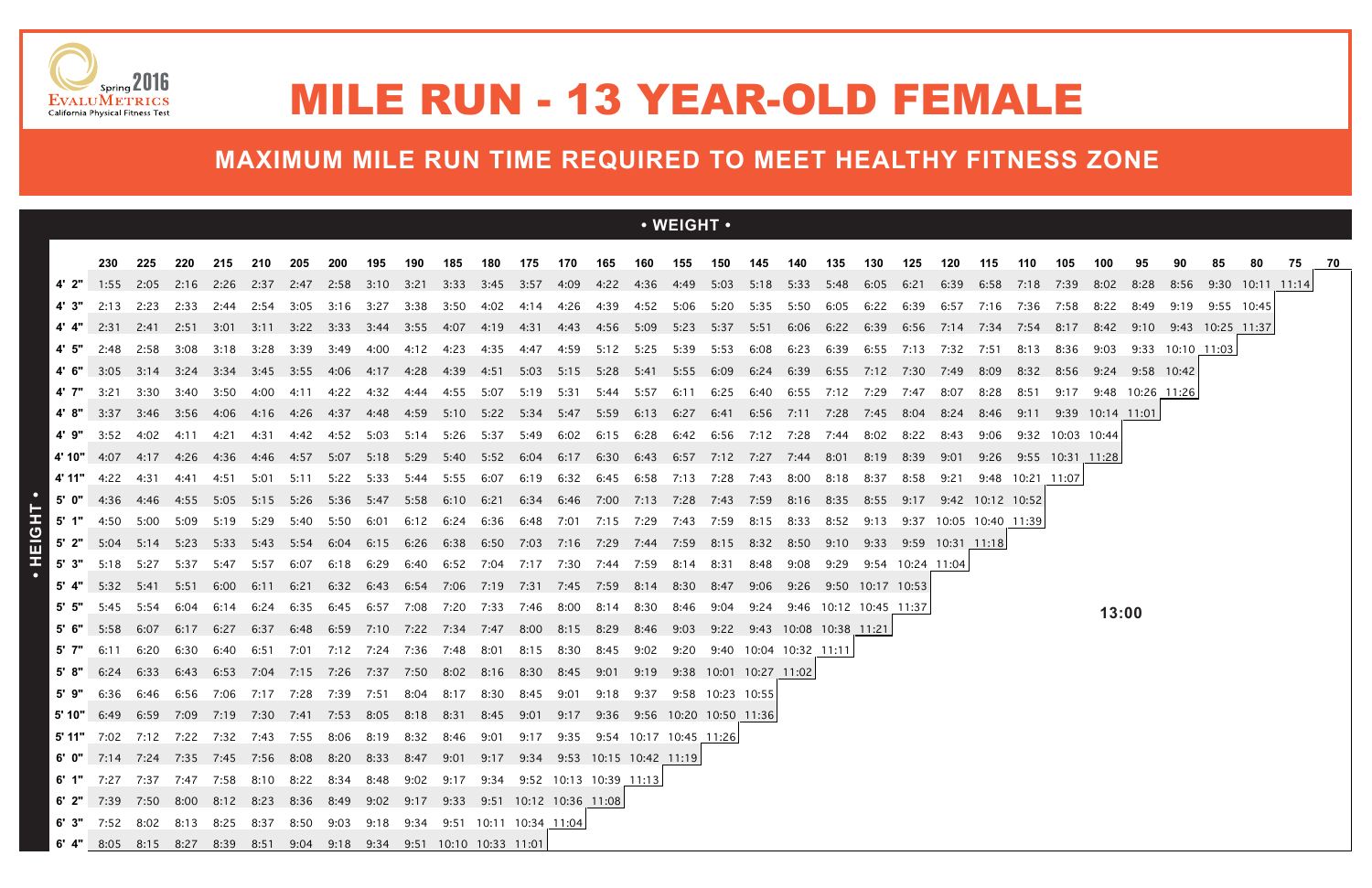# MILE RUN - 13 YEAR-OLD FEMALE

Spring 2016 EvaluMetrics California Physical Fitness Test

## MAXIMUM MILE RUN TIME REQUIRED TO MEET HEALTHY FITNESS ZONE

• WEIGHT •

| • HEIGHT • | 230 | 225 | 220 | 215 | 210 | 205 | 200 | 195 | 190 | 185 | 180 | 175 | 170 | 165 | 160 | 155 | 150 | 145 | 140 | 135 | 130 | 125 | 120 | 115 | 110 | 105 | 100 | 95 | 90 | 85 | 80 | 75 | 70 |
|---|---|---|---|---|---|---|---|---|---|---|---|---|---|---|---|---|---|---|---|---|---|---|---|---|---|---|---|---|---|---|---|---|---|
| 4' 2" | 1:55 | 2:05 | 2:16 | 2:26 | 2:37 | 2:47 | 2:58 | 3:10 | 3:21 | 3:33 | 3:45 | 3:57 | 4:09 | 4:22 | 4:36 | 4:49 | 5:03 | 5:18 | 5:33 | 5:48 | 6:05 | 6:21 | 6:39 | 6:58 | 7:18 | 7:39 | 8:02 | 8:28 | 8:56 | 9:30 | 10:11 | 11:14 | |
| 4' 3" | 2:13 | 2:23 | 2:33 | 2:44 | 2:54 | 3:05 | 3:16 | 3:27 | 3:38 | 3:50 | 4:02 | 4:14 | 4:26 | 4:39 | 4:52 | 5:06 | 5:20 | 5:35 | 5:50 | 6:05 | 6:22 | 6:39 | 6:57 | 7:16 | 7:36 | 7:58 | 8:22 | 8:49 | 9:19 | 9:55 | 10:45 | | |
| 4' 4" | 2:31 | 2:41 | 2:51 | 3:01 | 3:11 | 3:22 | 3:33 | 3:44 | 3:55 | 4:07 | 4:19 | 4:31 | 4:43 | 4:56 | 5:09 | 5:23 | 5:37 | 5:51 | 6:06 | 6:22 | 6:39 | 6:56 | 7:14 | 7:34 | 7:54 | 8:17 | 8:42 | 9:10 | 9:43 | 10:25 | 11:37 | | |
| 4' 5" | 2:48 | 2:58 | 3:08 | 3:18 | 3:28 | 3:39 | 3:49 | 4:00 | 4:12 | 4:23 | 4:35 | 4:47 | 4:59 | 5:12 | 5:25 | 5:39 | 5:53 | 6:08 | 6:23 | 6:39 | 6:55 | 7:13 | 7:32 | 7:51 | 8:13 | 8:36 | 9:03 | 9:33 | 10:10 | 11:03 | | | |
| 4' 6" | 3:05 | 3:14 | 3:24 | 3:34 | 3:45 | 3:55 | 4:06 | 4:17 | 4:28 | 4:39 | 4:51 | 5:03 | 5:15 | 5:28 | 5:41 | 5:55 | 6:09 | 6:24 | 6:39 | 6:55 | 7:12 | 7:30 | 7:49 | 8:09 | 8:32 | 8:56 | 9:24 | 9:58 | 10:42 | | | | |
| 4' 7" | 3:21 | 3:30 | 3:40 | 3:50 | 4:00 | 4:11 | 4:22 | 4:32 | 4:44 | 4:55 | 5:07 | 5:19 | 5:31 | 5:44 | 5:57 | 6:11 | 6:25 | 6:40 | 6:55 | 7:12 | 7:29 | 7:47 | 8:07 | 8:28 | 8:51 | 9:17 | 9:48 | 10:26 | 11:26 | | | | |
| 4' 8" | 3:37 | 3:46 | 3:56 | 4:06 | 4:16 | 4:26 | 4:37 | 4:48 | 4:59 | 5:10 | 5:22 | 5:34 | 5:47 | 5:59 | 6:13 | 6:27 | 6:41 | 6:56 | 7:11 | 7:28 | 7:45 | 8:04 | 8:24 | 8:46 | 9:11 | 9:39 | 10:14 | 11:01 | | | | | |
| 4' 9" | 3:52 | 4:02 | 4:11 | 4:21 | 4:31 | 4:42 | 4:52 | 5:03 | 5:14 | 5:26 | 5:37 | 5:49 | 6:02 | 6:15 | 6:28 | 6:42 | 6:56 | 7:12 | 7:28 | 7:44 | 8:02 | 8:22 | 8:43 | 9:06 | 9:32 | 10:03 | 10:44 | | | | | | |
| 4' 10" | 4:07 | 4:17 | 4:26 | 4:36 | 4:46 | 4:57 | 5:07 | 5:18 | 5:29 | 5:40 | 5:52 | 6:04 | 6:17 | 6:30 | 6:43 | 6:57 | 7:12 | 7:27 | 7:44 | 8:01 | 8:19 | 8:39 | 9:01 | 9:26 | 9:55 | 10:31 | 11:28 | | | | | | |
| 4' 11" | 4:22 | 4:31 | 4:41 | 4:51 | 5:01 | 5:11 | 5:22 | 5:33 | 5:44 | 5:55 | 6:07 | 6:19 | 6:32 | 6:45 | 6:58 | 7:13 | 7:28 | 7:43 | 8:00 | 8:18 | 8:37 | 8:58 | 9:21 | 9:48 | 10:21 | 11:07 | | | | | | | |
| 5' 0" | 4:36 | 4:46 | 4:55 | 5:05 | 5:15 | 5:26 | 5:36 | 5:47 | 5:58 | 6:10 | 6:21 | 6:34 | 6:46 | 7:00 | 7:13 | 7:28 | 7:43 | 7:59 | 8:16 | 8:35 | 8:55 | 9:17 | 9:42 | 10:12 | 10:52 | | | | | | | | |
| 5' 1" | 4:50 | 5:00 | 5:09 | 5:19 | 5:29 | 5:40 | 5:50 | 6:01 | 6:12 | 6:24 | 6:36 | 6:48 | 7:01 | 7:15 | 7:29 | 7:43 | 7:59 | 8:15 | 8:33 | 8:52 | 9:13 | 9:37 | 10:05 | 10:40 | 11:39 | | | | | | | | |
| 5' 2" | 5:04 | 5:14 | 5:23 | 5:33 | 5:43 | 5:54 | 6:04 | 6:15 | 6:26 | 6:38 | 6:50 | 7:03 | 7:16 | 7:29 | 7:44 | 7:59 | 8:15 | 8:32 | 8:50 | 9:10 | 9:33 | 9:59 | 10:31 | 11:18 | | | | | | | | | |
| 5' 3" | 5:18 | 5:27 | 5:37 | 5:47 | 5:57 | 6:07 | 6:18 | 6:29 | 6:40 | 6:52 | 7:04 | 7:17 | 7:30 | 7:44 | 7:59 | 8:14 | 8:31 | 8:48 | 9:08 | 9:29 | 9:54 | 10:24 | 11:04 | | | | | | | | | | |
| 5' 4" | 5:32 | 5:41 | 5:51 | 6:00 | 6:11 | 6:21 | 6:32 | 6:43 | 6:54 | 7:06 | 7:19 | 7:31 | 7:45 | 7:59 | 8:14 | 8:30 | 8:47 | 9:06 | 9:26 | 9:50 | 10:17 | 10:53 | | | | | | | | | | | |
| 5' 5" | 5:45 | 5:54 | 6:04 | 6:14 | 6:24 | 6:35 | 6:45 | 6:57 | 7:08 | 7:20 | 7:33 | 7:46 | 8:00 | 8:14 | 8:30 | 8:46 | 9:04 | 9:24 | 9:46 | 10:12 | 10:45 | 11:37 | | | | | | | | | | | |
| 5' 6" | 5:58 | 6:07 | 6:17 | 6:27 | 6:37 | 6:48 | 6:59 | 7:10 | 7:22 | 7:34 | 7:47 | 8:00 | 8:15 | 8:29 | 8:46 | 9:03 | 9:22 | 9:43 | 10:08 | 10:38 | 11:21 | | | | | | | | | | | | |
| 5' 7" | 6:11 | 6:20 | 6:30 | 6:40 | 6:51 | 7:01 | 7:12 | 7:24 | 7:36 | 7:48 | 8:01 | 8:15 | 8:30 | 8:45 | 9:02 | 9:20 | 9:40 | 10:04 | 10:32 | 11:11 | | | | | | | | | | | | | |
| 5' 8" | 6:24 | 6:33 | 6:43 | 6:53 | 7:04 | 7:15 | 7:26 | 7:37 | 7:50 | 8:02 | 8:16 | 8:30 | 8:45 | 9:01 | 9:19 | 9:38 | 10:01 | 10:27 | 11:02 | | | | | | | | | | | | | | |
| 5' 9" | 6:36 | 6:46 | 6:56 | 7:06 | 7:17 | 7:28 | 7:39 | 7:51 | 8:04 | 8:17 | 8:30 | 8:45 | 9:01 | 9:18 | 9:37 | 9:58 | 10:23 | 10:55 | | | | | | | | | | | | | | | |
| 5' 10" | 6:49 | 6:59 | 7:09 | 7:19 | 7:30 | 7:41 | 7:53 | 8:05 | 8:18 | 8:31 | 8:45 | 9:01 | 9:17 | 9:36 | 9:56 | 10:20 | 10:50 | 11:36 | | | | | | | | | | | | | | | |
| 5' 11" | 7:02 | 7:12 | 7:22 | 7:32 | 7:43 | 7:55 | 8:06 | 8:19 | 8:32 | 8:46 | 9:01 | 9:17 | 9:35 | 9:54 | 10:17 | 10:45 | 11:26 | | | | | | | | | | | | | | | | |
| 6' 0" | 7:14 | 7:24 | 7:35 | 7:45 | 7:56 | 8:08 | 8:20 | 8:33 | 8:47 | 9:01 | 9:17 | 9:34 | 9:53 | 10:15 | 10:42 | 11:19 | | | | | | | | | | | | | | | | | |
| 6' 1" | 7:27 | 7:37 | 7:47 | 7:58 | 8:10 | 8:22 | 8:34 | 8:48 | 9:02 | 9:17 | 9:34 | 9:52 | 10:13 | 10:39 | 11:13 | | | | | | | | | | | | | | | | | | |
| 6' 2" | 7:39 | 7:50 | 8:00 | 8:12 | 8:23 | 8:36 | 8:49 | 9:02 | 9:17 | 9:33 | 9:51 | 10:12 | 10:36 | 11:08 | | | | | | | | | | | | | | | | | | | |
| 6' 3" | 7:52 | 8:02 | 8:13 | 8:25 | 8:37 | 8:50 | 9:03 | 9:18 | 9:34 | 9:51 | 10:11 | 10:34 | 11:04 | | | | | | | | | | | | | | | | | | | | |
| 6' 4" | 8:05 | 8:15 | 8:27 | 8:39 | 8:51 | 9:04 | 9:18 | 9:34 | 9:51 | 10:10 | 10:33 | 11:01 | | | | | | | | | | | | | | | | | | | | | |

13:00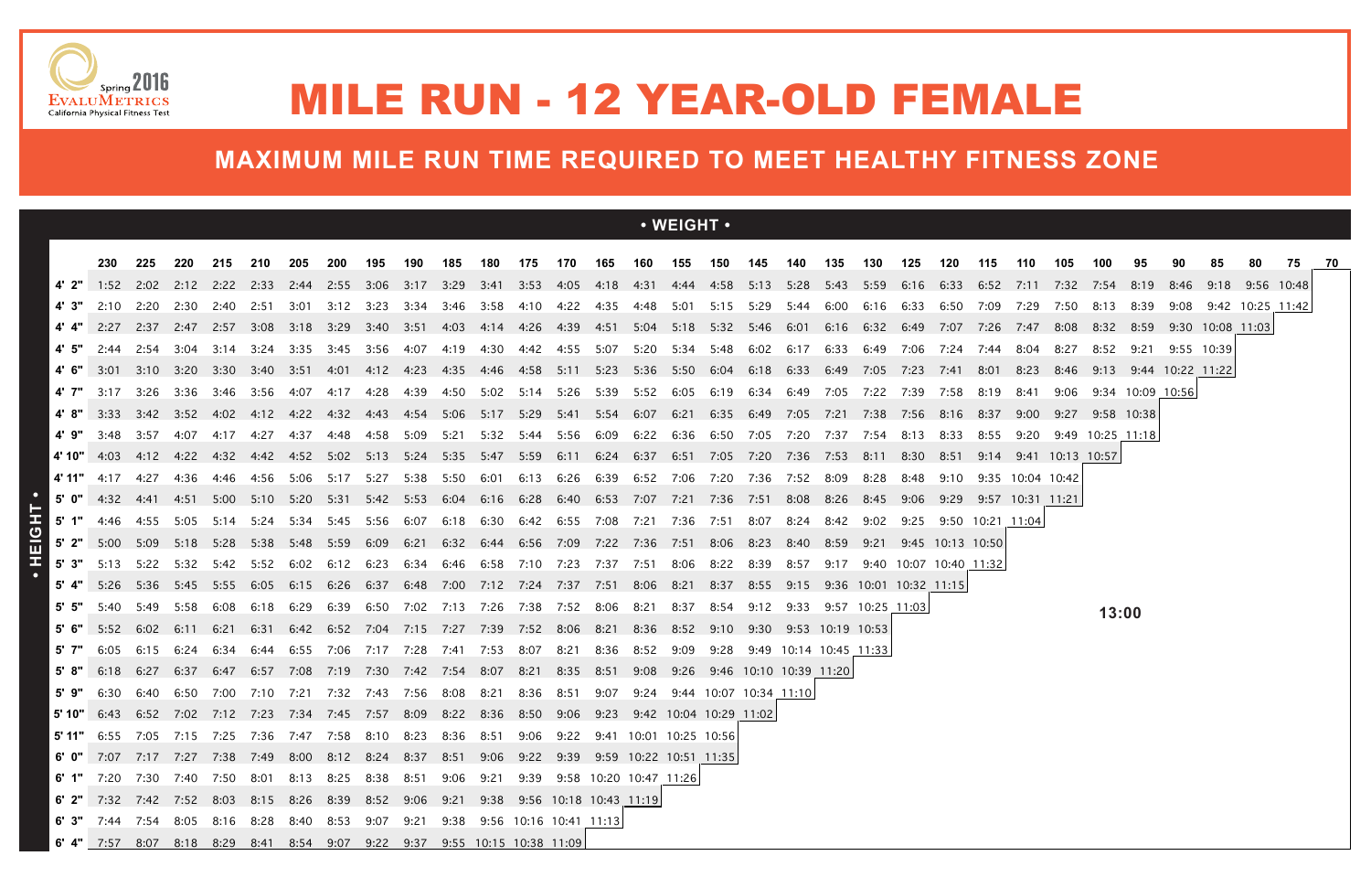Spring 2016 EvaluMetrics California Physical Fitness Test

# MILE RUN - 12 YEAR-OLD FEMALE

## MAXIMUM MILE RUN TIME REQUIRED TO MEET HEALTHY FITNESS ZONE

**• WEIGHT •** (columns) / **• HEIGHT •** (rows)

| Height | 230 | 225 | 220 | 215 | 210 | 205 | 200 | 195 | 190 | 185 | 180 | 175 | 170 | 165 | 160 | 155 | 150 | 145 | 140 | 135 | 130 | 125 | 120 | 115 | 110 | 105 | 100 | 95 | 90 | 85 | 80 | 75 | 70 |
|---|---|---|---|---|---|---|---|---|---|---|---|---|---|---|---|---|---|---|---|---|---|---|---|---|---|---|---|---|---|---|---|---|---|
| 4' 2" | 1:52 | 2:02 | 2:12 | 2:22 | 2:33 | 2:44 | 2:55 | 3:06 | 3:17 | 3:29 | 3:41 | 3:53 | 4:05 | 4:18 | 4:31 | 4:44 | 4:58 | 5:13 | 5:28 | 5:43 | 5:59 | 6:16 | 6:33 | 6:52 | 7:11 | 7:32 | 7:54 | 8:19 | 8:46 | 9:18 | 9:56 | 10:48 | |
| 4' 3" | 2:10 | 2:20 | 2:30 | 2:40 | 2:51 | 3:01 | 3:12 | 3:23 | 3:34 | 3:46 | 3:58 | 4:10 | 4:22 | 4:35 | 4:48 | 5:01 | 5:15 | 5:29 | 5:44 | 6:00 | 6:16 | 6:33 | 6:50 | 7:09 | 7:29 | 7:50 | 8:13 | 8:39 | 9:08 | 9:42 | 10:25 | 11:42 | |
| 4' 4" | 2:27 | 2:37 | 2:47 | 2:57 | 3:08 | 3:18 | 3:29 | 3:40 | 3:51 | 4:03 | 4:14 | 4:26 | 4:39 | 4:51 | 5:04 | 5:18 | 5:32 | 5:46 | 6:01 | 6:16 | 6:32 | 6:49 | 7:07 | 7:26 | 7:47 | 8:08 | 8:32 | 8:59 | 9:30 | 10:08 | 11:03 | | |
| 4' 5" | 2:44 | 2:54 | 3:04 | 3:14 | 3:24 | 3:35 | 3:45 | 3:56 | 4:07 | 4:19 | 4:30 | 4:42 | 4:55 | 5:07 | 5:20 | 5:34 | 5:48 | 6:02 | 6:17 | 6:33 | 6:49 | 7:06 | 7:24 | 7:44 | 8:04 | 8:27 | 8:52 | 9:21 | 9:55 | 10:39 | | | |
| 4' 6" | 3:01 | 3:10 | 3:20 | 3:30 | 3:40 | 3:51 | 4:01 | 4:12 | 4:23 | 4:35 | 4:46 | 4:58 | 5:11 | 5:23 | 5:36 | 5:50 | 6:04 | 6:18 | 6:33 | 6:49 | 7:05 | 7:23 | 7:41 | 8:01 | 8:23 | 8:46 | 9:13 | 9:44 | 10:22 | 11:22 | | | |
| 4' 7" | 3:17 | 3:26 | 3:36 | 3:46 | 3:56 | 4:07 | 4:17 | 4:28 | 4:39 | 4:50 | 5:02 | 5:14 | 5:26 | 5:39 | 5:52 | 6:05 | 6:19 | 6:34 | 6:49 | 7:05 | 7:22 | 7:39 | 7:58 | 8:19 | 8:41 | 9:06 | 9:34 | 10:09 | 10:56 | | | | |
| 4' 8" | 3:33 | 3:42 | 3:52 | 4:02 | 4:12 | 4:22 | 4:32 | 4:43 | 4:54 | 5:06 | 5:17 | 5:29 | 5:41 | 5:54 | 6:07 | 6:21 | 6:35 | 6:49 | 7:05 | 7:21 | 7:38 | 7:56 | 8:16 | 8:37 | 9:00 | 9:27 | 9:58 | 10:38 | | | | | |
| 4' 9" | 3:48 | 3:57 | 4:07 | 4:17 | 4:27 | 4:37 | 4:48 | 4:58 | 5:09 | 5:21 | 5:32 | 5:44 | 5:56 | 6:09 | 6:22 | 6:36 | 6:50 | 7:05 | 7:20 | 7:37 | 7:54 | 8:13 | 8:33 | 8:55 | 9:20 | 9:49 | 10:25 | 11:18 | | | | | |
| 4' 10" | 4:03 | 4:12 | 4:22 | 4:32 | 4:42 | 4:52 | 5:02 | 5:13 | 5:24 | 5:35 | 5:47 | 5:59 | 6:11 | 6:24 | 6:37 | 6:51 | 7:05 | 7:20 | 7:36 | 7:53 | 8:11 | 8:30 | 8:51 | 9:14 | 9:41 | 10:13 | 10:57 | | | | | | |
| 4' 11" | 4:17 | 4:27 | 4:36 | 4:46 | 4:56 | 5:06 | 5:17 | 5:27 | 5:38 | 5:50 | 6:01 | 6:13 | 6:26 | 6:39 | 6:52 | 7:06 | 7:20 | 7:36 | 7:52 | 8:09 | 8:28 | 8:48 | 9:10 | 9:35 | 10:04 | 10:42 | | | | | | | |
| 5' 0" | 4:32 | 4:41 | 4:51 | 5:00 | 5:10 | 5:20 | 5:31 | 5:42 | 5:53 | 6:04 | 6:16 | 6:28 | 6:40 | 6:53 | 7:07 | 7:21 | 7:36 | 7:51 | 8:08 | 8:26 | 8:45 | 9:06 | 9:29 | 9:57 | 10:31 | 11:21 | | | | | | | |
| 5' 1" | 4:46 | 4:55 | 5:05 | 5:14 | 5:24 | 5:34 | 5:45 | 5:56 | 6:07 | 6:18 | 6:30 | 6:42 | 6:55 | 7:08 | 7:21 | 7:36 | 7:51 | 8:07 | 8:24 | 8:42 | 9:02 | 9:25 | 9:50 | 10:21 | 11:04 | | | | | | | | |
| 5' 2" | 5:00 | 5:09 | 5:18 | 5:28 | 5:38 | 5:48 | 5:59 | 6:09 | 6:21 | 6:32 | 6:44 | 6:56 | 7:09 | 7:22 | 7:36 | 7:51 | 8:06 | 8:23 | 8:40 | 8:59 | 9:21 | 9:45 | 10:13 | 10:50 | | | | | | | | | |
| 5' 3" | 5:13 | 5:22 | 5:32 | 5:42 | 5:52 | 6:02 | 6:12 | 6:23 | 6:34 | 6:46 | 6:58 | 7:10 | 7:23 | 7:37 | 7:51 | 8:06 | 8:22 | 8:39 | 8:57 | 9:17 | 9:40 | 10:07 | 10:40 | 11:32 | | | | | | | | | |
| 5' 4" | 5:26 | 5:36 | 5:45 | 5:55 | 6:05 | 6:15 | 6:26 | 6:37 | 6:48 | 7:00 | 7:12 | 7:24 | 7:37 | 7:51 | 8:06 | 8:21 | 8:37 | 8:55 | 9:15 | 9:36 | 10:01 | 10:32 | 11:15 | | | | | | | | | | |
| 5' 5" | 5:40 | 5:49 | 5:58 | 6:08 | 6:18 | 6:29 | 6:39 | 6:50 | 7:02 | 7:13 | 7:26 | 7:38 | 7:52 | 8:06 | 8:21 | 8:37 | 8:54 | 9:12 | 9:33 | 9:57 | 10:25 | 11:03 | | | | | | | | | | | |
| 5' 6" | 5:52 | 6:02 | 6:11 | 6:21 | 6:31 | 6:42 | 6:52 | 7:04 | 7:15 | 7:27 | 7:39 | 7:52 | 8:06 | 8:21 | 8:36 | 8:52 | 9:10 | 9:30 | 9:53 | 10:19 | 10:53 | | | | | | | | | | | | |
| 5' 7" | 6:05 | 6:15 | 6:24 | 6:34 | 6:44 | 6:55 | 7:06 | 7:17 | 7:28 | 7:41 | 7:53 | 8:07 | 8:21 | 8:36 | 8:52 | 9:09 | 9:28 | 9:49 | 10:14 | 10:45 | 11:33 | | | | | | | | | | | | |
| 5' 8" | 6:18 | 6:27 | 6:37 | 6:47 | 6:57 | 7:08 | 7:19 | 7:30 | 7:42 | 7:54 | 8:07 | 8:21 | 8:35 | 8:51 | 9:08 | 9:26 | 9:46 | 10:10 | 10:39 | 11:20 | | | | | | | | | | | | | |
| 5' 9" | 6:30 | 6:40 | 6:50 | 7:00 | 7:10 | 7:21 | 7:32 | 7:43 | 7:56 | 8:08 | 8:21 | 8:36 | 8:51 | 9:07 | 9:24 | 9:44 | 10:07 | 10:34 | 11:10 | | | | | | | | | | | | | | |
| 5' 10" | 6:43 | 6:52 | 7:02 | 7:12 | 7:23 | 7:34 | 7:45 | 7:57 | 8:09 | 8:22 | 8:36 | 8:50 | 9:06 | 9:23 | 9:42 | 10:04 | 10:29 | 11:02 | | | | | | | | | | | | | | | |
| 5' 11" | 6:55 | 7:05 | 7:15 | 7:25 | 7:36 | 7:47 | 7:58 | 8:10 | 8:23 | 8:36 | 8:51 | 9:06 | 9:22 | 9:41 | 10:01 | 10:25 | 10:56 | | | | | | | | | | | | | | | | |
| 6' 0" | 7:07 | 7:17 | 7:27 | 7:38 | 7:49 | 8:00 | 8:12 | 8:24 | 8:37 | 8:51 | 9:06 | 9:22 | 9:39 | 9:59 | 10:22 | 10:51 | 11:35 | | | | | | | | | | | | | | | | |
| 6' 1" | 7:20 | 7:30 | 7:40 | 7:50 | 8:01 | 8:13 | 8:25 | 8:38 | 8:51 | 9:06 | 9:21 | 9:39 | 9:58 | 10:20 | 10:47 | 11:26 | | | | | | | | | | | | | | | | | |
| 6' 2" | 7:32 | 7:42 | 7:52 | 8:03 | 8:15 | 8:26 | 8:39 | 8:52 | 9:06 | 9:21 | 9:38 | 9:56 | 10:18 | 10:43 | 11:19 | | | | | | | | | | | | | | | | | | |
| 6' 3" | 7:44 | 7:54 | 8:05 | 8:16 | 8:28 | 8:40 | 8:53 | 9:07 | 9:21 | 9:38 | 9:56 | 10:16 | 10:41 | 11:13 | | | | | | | | | | | | | | | | | | | |
| 6' 4" | 7:57 | 8:07 | 8:18 | 8:29 | 8:41 | 8:54 | 9:07 | 9:22 | 9:37 | 9:55 | 10:15 | 10:38 | 11:09 | | | | | | | | | | | | | | | | | | | | |

13:00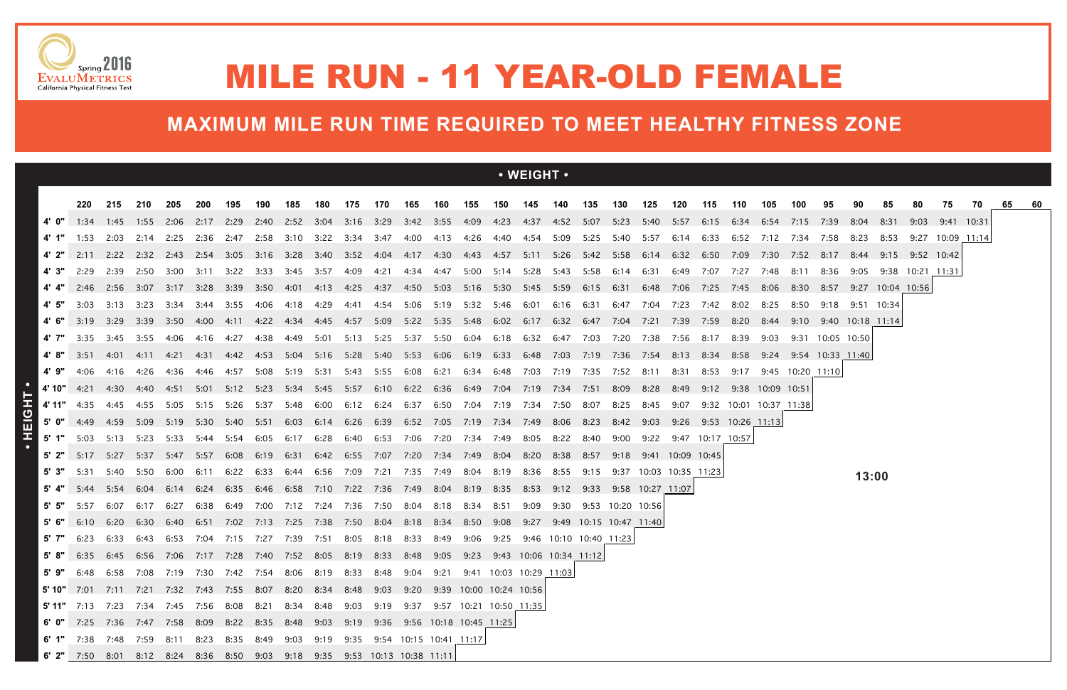# MILE RUN - 11 YEAR-OLD FEMALE

## MAXIMUM MILE RUN TIME REQUIRED TO MEET HEALTHY FITNESS ZONE

Spring 2016 EvaluMetrics California Physical Fitness Test

| HEIGHT / WEIGHT | 220 | 215 | 210 | 205 | 200 | 195 | 190 | 185 | 180 | 175 | 170 | 165 | 160 | 155 | 150 | 145 | 140 | 135 | 130 | 125 | 120 | 115 | 110 | 105 | 100 | 95 | 90 | 85 | 80 | 75 | 70 | 65 | 60 |
|---|---|---|---|---|---|---|---|---|---|---|---|---|---|---|---|---|---|---|---|---|---|---|---|---|---|---|---|---|---|---|---|---|---|
| 4' 0" | 1:34 | 1:45 | 1:55 | 2:06 | 2:17 | 2:29 | 2:40 | 2:52 | 3:04 | 3:16 | 3:29 | 3:42 | 3:55 | 4:09 | 4:23 | 4:37 | 4:52 | 5:07 | 5:23 | 5:40 | 5:57 | 6:15 | 6:34 | 6:54 | 7:15 | 7:39 | 8:04 | 8:31 | 9:03 | 9:41 | 10:31 | | |
| 4' 1" | 1:53 | 2:03 | 2:14 | 2:25 | 2:36 | 2:47 | 2:58 | 3:10 | 3:22 | 3:34 | 3:47 | 4:00 | 4:13 | 4:26 | 4:40 | 4:54 | 5:09 | 5:25 | 5:40 | 5:57 | 6:14 | 6:33 | 6:52 | 7:12 | 7:34 | 7:58 | 8:23 | 8:53 | 9:27 | 10:09 | 11:14 | | |
| 4' 2" | 2:11 | 2:22 | 2:32 | 2:43 | 2:54 | 3:05 | 3:16 | 3:28 | 3:40 | 3:52 | 4:04 | 4:17 | 4:30 | 4:43 | 4:57 | 5:11 | 5:26 | 5:42 | 5:58 | 6:14 | 6:32 | 6:50 | 7:09 | 7:30 | 7:52 | 8:17 | 8:44 | 9:15 | 9:52 | 10:42 | | | |
| 4' 3" | 2:29 | 2:39 | 2:50 | 3:00 | 3:11 | 3:22 | 3:33 | 3:45 | 3:57 | 4:09 | 4:21 | 4:34 | 4:47 | 5:00 | 5:14 | 5:28 | 5:43 | 5:58 | 6:14 | 6:31 | 6:49 | 7:07 | 7:27 | 7:48 | 8:11 | 8:36 | 9:05 | 9:38 | 10:21 | 11:31 | | | |
| 4' 4" | 2:46 | 2:56 | 3:07 | 3:17 | 3:28 | 3:39 | 3:50 | 4:01 | 4:13 | 4:25 | 4:37 | 4:50 | 5:03 | 5:16 | 5:30 | 5:45 | 5:59 | 6:15 | 6:31 | 6:48 | 7:06 | 7:25 | 7:45 | 8:06 | 8:30 | 8:57 | 9:27 | 10:04 | 10:56 | | | | |
| 4' 5" | 3:03 | 3:13 | 3:23 | 3:34 | 3:44 | 3:55 | 4:06 | 4:18 | 4:29 | 4:41 | 4:54 | 5:06 | 5:19 | 5:32 | 5:46 | 6:01 | 6:16 | 6:31 | 6:47 | 7:04 | 7:23 | 7:42 | 8:02 | 8:25 | 8:50 | 9:18 | 9:51 | 10:34 | | | | | |
| 4' 6" | 3:19 | 3:29 | 3:39 | 3:50 | 4:00 | 4:11 | 4:22 | 4:34 | 4:45 | 4:57 | 5:09 | 5:22 | 5:35 | 5:48 | 6:02 | 6:17 | 6:32 | 6:47 | 7:04 | 7:21 | 7:39 | 7:59 | 8:20 | 8:44 | 9:10 | 9:40 | 10:18 | 11:14 | | | | | |
| 4' 7" | 3:35 | 3:45 | 3:55 | 4:06 | 4:16 | 4:27 | 4:38 | 4:49 | 5:01 | 5:13 | 5:25 | 5:37 | 5:50 | 6:04 | 6:18 | 6:32 | 6:47 | 7:03 | 7:20 | 7:38 | 7:56 | 8:17 | 8:39 | 9:03 | 9:31 | 10:05 | 10:50 | | | | | | |
| 4' 8" | 3:51 | 4:01 | 4:11 | 4:21 | 4:31 | 4:42 | 4:53 | 5:04 | 5:16 | 5:28 | 5:40 | 5:53 | 6:06 | 6:19 | 6:33 | 6:48 | 7:03 | 7:19 | 7:36 | 7:54 | 8:13 | 8:34 | 8:58 | 9:24 | 9:54 | 10:33 | 11:40 | | | | | | |
| 4' 9" | 4:06 | 4:16 | 4:26 | 4:36 | 4:46 | 4:57 | 5:08 | 5:19 | 5:31 | 5:43 | 5:55 | 6:08 | 6:21 | 6:34 | 6:48 | 7:03 | 7:19 | 7:35 | 7:52 | 8:11 | 8:31 | 8:53 | 9:17 | 9:45 | 10:20 | 11:10 | | | | | | | |
| 4' 10" | 4:21 | 4:30 | 4:40 | 4:51 | 5:01 | 5:12 | 5:23 | 5:34 | 5:45 | 5:57 | 6:10 | 6:22 | 6:36 | 6:49 | 7:04 | 7:19 | 7:34 | 7:51 | 8:09 | 8:28 | 8:49 | 9:12 | 9:38 | 10:09 | 10:51 | | | | | | | | |
| 4' 11" | 4:35 | 4:45 | 4:55 | 5:05 | 5:15 | 5:26 | 5:37 | 5:48 | 6:00 | 6:12 | 6:24 | 6:37 | 6:50 | 7:04 | 7:19 | 7:34 | 7:50 | 8:07 | 8:25 | 8:45 | 9:07 | 9:32 | 10:01 | 10:37 | 11:38 | | | | | | | | |
| 5' 0" | 4:49 | 4:59 | 5:09 | 5:19 | 5:30 | 5:40 | 5:51 | 6:03 | 6:14 | 6:26 | 6:39 | 6:52 | 7:05 | 7:19 | 7:34 | 7:49 | 8:06 | 8:23 | 8:42 | 9:03 | 9:26 | 9:53 | 10:26 | 11:13 | | | | | | | | | |
| 5' 1" | 5:03 | 5:13 | 5:23 | 5:33 | 5:44 | 5:54 | 6:05 | 6:17 | 6:28 | 6:40 | 6:53 | 7:06 | 7:20 | 7:34 | 7:49 | 8:05 | 8:22 | 8:40 | 9:00 | 9:22 | 9:47 | 10:17 | 10:57 | | | | | | | | | | |
| 5' 2" | 5:17 | 5:27 | 5:37 | 5:47 | 5:57 | 6:08 | 6:19 | 6:31 | 6:42 | 6:55 | 7:07 | 7:20 | 7:34 | 7:49 | 8:04 | 8:20 | 8:38 | 8:57 | 9:18 | 9:41 | 10:09 | 10:45 | | | | | | | | | | | |
| 5' 3" | 5:31 | 5:40 | 5:50 | 6:00 | 6:11 | 6:22 | 6:33 | 6:44 | 6:56 | 7:09 | 7:21 | 7:35 | 7:49 | 8:04 | 8:19 | 8:36 | 8:55 | 9:15 | 9:37 | 10:03 | 10:35 | 11:23 | | | | | | | | | | | |
| 5' 4" | 5:44 | 5:54 | 6:04 | 6:14 | 6:24 | 6:35 | 6:46 | 6:58 | 7:10 | 7:22 | 7:36 | 7:49 | 8:04 | 8:19 | 8:35 | 8:53 | 9:12 | 9:33 | 9:58 | 10:27 | 11:07 | | | | | | | | | | | | |
| 5' 5" | 5:57 | 6:07 | 6:17 | 6:27 | 6:38 | 6:49 | 7:00 | 7:12 | 7:24 | 7:36 | 7:50 | 8:04 | 8:18 | 8:34 | 8:51 | 9:09 | 9:30 | 9:53 | 10:20 | 10:56 | | | | | | | | | | | | | |
| 5' 6" | 6:10 | 6:20 | 6:30 | 6:40 | 6:51 | 7:02 | 7:13 | 7:25 | 7:38 | 7:50 | 8:04 | 8:18 | 8:34 | 8:50 | 9:08 | 9:27 | 9:49 | 10:15 | 10:47 | 11:40 | | | | | | | | | | | | | |
| 5' 7" | 6:23 | 6:33 | 6:43 | 6:53 | 7:04 | 7:15 | 7:27 | 7:39 | 7:51 | 8:05 | 8:18 | 8:33 | 8:49 | 9:06 | 9:25 | 9:46 | 10:10 | 10:40 | 11:23 | | | | | | | | | | | | | | |
| 5' 8" | 6:35 | 6:45 | 6:56 | 7:06 | 7:17 | 7:28 | 7:40 | 7:52 | 8:05 | 8:19 | 8:33 | 8:48 | 9:05 | 9:23 | 9:43 | 10:06 | 10:34 | 11:12 | | | | | | | | | | | | | | | |
| 5' 9" | 6:48 | 6:58 | 7:08 | 7:19 | 7:30 | 7:42 | 7:54 | 8:06 | 8:19 | 8:33 | 8:48 | 9:04 | 9:21 | 9:41 | 10:03 | 10:29 | 11:03 | | | | | | | | | | | | | | | | |
| 5' 10" | 7:01 | 7:11 | 7:21 | 7:32 | 7:43 | 7:55 | 8:07 | 8:20 | 8:34 | 8:48 | 9:03 | 9:20 | 9:39 | 10:00 | 10:24 | 10:56 | | | | | | | | | | | | | | | | | |
| 5' 11" | 7:13 | 7:23 | 7:34 | 7:45 | 7:56 | 8:08 | 8:21 | 8:34 | 8:48 | 9:03 | 9:19 | 9:37 | 9:57 | 10:21 | 10:50 | 11:35 | | | | | | | | | | | | | | | | | |
| 6' 0" | 7:25 | 7:36 | 7:47 | 7:58 | 8:09 | 8:22 | 8:35 | 8:48 | 9:03 | 9:19 | 9:36 | 9:56 | 10:18 | 10:45 | 11:25 | | | | | | | | | | | | | | | | | | |
| 6' 1" | 7:38 | 7:48 | 7:59 | 8:11 | 8:23 | 8:35 | 8:49 | 9:03 | 9:19 | 9:35 | 9:54 | 10:15 | 10:41 | 11:17 | | | | | | | | | | | | | | | | | | | |
| 6' 2" | 7:50 | 8:01 | 8:12 | 8:24 | 8:36 | 8:50 | 9:03 | 9:18 | 9:35 | 9:53 | 10:13 | 10:38 | 11:11 | | | | | | | | | | | | | | | | | | | | |

13:00 (all blank cells to the right of the staircase line)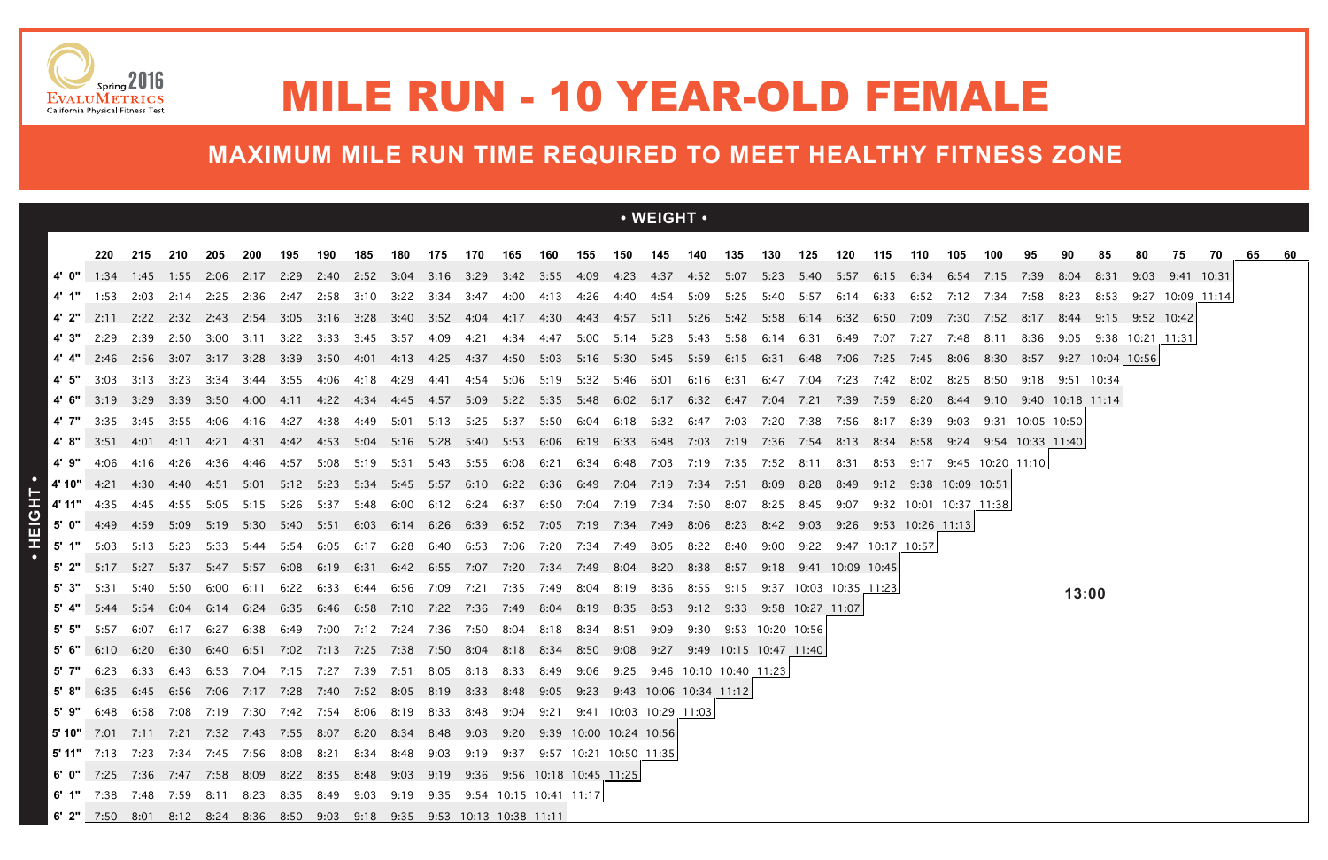# MILE RUN - 10 YEAR-OLD FEMALE

## MAXIMUM MILE RUN TIME REQUIRED TO MEET HEALTHY FITNESS ZONE

Spring 2016 EvaluMetrics California Physical Fitness Test

• WEIGHT •

| • HEIGHT • | 220 | 215 | 210 | 205 | 200 | 195 | 190 | 185 | 180 | 175 | 170 | 165 | 160 | 155 | 150 | 145 | 140 | 135 | 130 | 125 | 120 | 115 | 110 | 105 | 100 | 95 | 90 | 85 | 80 | 75 | 70 | 65 | 60 |
|---|---|---|---|---|---|---|---|---|---|---|---|---|---|---|---|---|---|---|---|---|---|---|---|---|---|---|---|---|---|---|---|---|---|
| 4' 0" | 1:34 | 1:45 | 1:55 | 2:06 | 2:17 | 2:29 | 2:40 | 2:52 | 3:04 | 3:16 | 3:29 | 3:42 | 3:55 | 4:09 | 4:23 | 4:37 | 4:52 | 5:07 | 5:23 | 5:40 | 5:57 | 6:15 | 6:34 | 6:54 | 7:15 | 7:39 | 8:04 | 8:31 | 9:03 | 9:41 | 10:31 | | |
| 4' 1" | 1:53 | 2:03 | 2:14 | 2:25 | 2:36 | 2:47 | 2:58 | 3:10 | 3:22 | 3:34 | 3:47 | 4:00 | 4:13 | 4:26 | 4:40 | 4:54 | 5:09 | 5:25 | 5:40 | 5:57 | 6:14 | 6:33 | 6:52 | 7:12 | 7:34 | 7:58 | 8:23 | 8:53 | 9:27 | 10:09 | 11:14 | | |
| 4' 2" | 2:11 | 2:22 | 2:32 | 2:43 | 2:54 | 3:05 | 3:16 | 3:28 | 3:40 | 3:52 | 4:04 | 4:17 | 4:30 | 4:43 | 4:57 | 5:11 | 5:26 | 5:42 | 5:58 | 6:14 | 6:32 | 6:50 | 7:09 | 7:30 | 7:52 | 8:17 | 8:44 | 9:15 | 9:52 | 10:42 | | | |
| 4' 3" | 2:29 | 2:39 | 2:50 | 3:00 | 3:11 | 3:22 | 3:33 | 3:45 | 3:57 | 4:09 | 4:21 | 4:34 | 4:47 | 5:00 | 5:14 | 5:28 | 5:43 | 5:58 | 6:14 | 6:31 | 6:49 | 7:07 | 7:27 | 7:48 | 8:11 | 8:36 | 9:05 | 9:38 | 10:21 | 11:31 | | | |
| 4' 4" | 2:46 | 2:56 | 3:07 | 3:17 | 3:28 | 3:39 | 3:50 | 4:01 | 4:13 | 4:25 | 4:37 | 4:50 | 5:03 | 5:16 | 5:30 | 5:45 | 5:59 | 6:15 | 6:31 | 6:48 | 7:06 | 7:25 | 7:45 | 8:06 | 8:30 | 8:57 | 9:27 | 10:04 | 10:56 | | | | |
| 4' 5" | 3:03 | 3:13 | 3:23 | 3:34 | 3:44 | 3:55 | 4:06 | 4:18 | 4:29 | 4:41 | 4:54 | 5:06 | 5:19 | 5:32 | 5:46 | 6:01 | 6:16 | 6:31 | 6:47 | 7:04 | 7:23 | 7:42 | 8:02 | 8:25 | 8:50 | 9:18 | 9:51 | 10:34 | | | | | |
| 4' 6" | 3:19 | 3:29 | 3:39 | 3:50 | 4:00 | 4:11 | 4:22 | 4:34 | 4:45 | 4:57 | 5:09 | 5:22 | 5:35 | 5:48 | 6:02 | 6:17 | 6:32 | 6:47 | 7:04 | 7:21 | 7:39 | 7:59 | 8:20 | 8:44 | 9:10 | 9:40 | 10:18 | 11:14 | | | | | |
| 4' 7" | 3:35 | 3:45 | 3:55 | 4:06 | 4:16 | 4:27 | 4:38 | 4:49 | 5:01 | 5:13 | 5:25 | 5:37 | 5:50 | 6:04 | 6:18 | 6:32 | 6:47 | 7:03 | 7:20 | 7:38 | 7:56 | 8:17 | 8:39 | 9:03 | 9:31 | 10:05 | 10:50 | | | | | | |
| 4' 8" | 3:51 | 4:01 | 4:11 | 4:21 | 4:31 | 4:42 | 4:53 | 5:04 | 5:16 | 5:28 | 5:40 | 5:53 | 6:06 | 6:19 | 6:33 | 6:48 | 7:03 | 7:19 | 7:36 | 7:54 | 8:13 | 8:34 | 8:58 | 9:24 | 9:54 | 10:33 | 11:40 | | | | | | |
| 4' 9" | 4:06 | 4:16 | 4:26 | 4:36 | 4:46 | 4:57 | 5:08 | 5:19 | 5:31 | 5:43 | 5:55 | 6:08 | 6:21 | 6:34 | 6:48 | 7:03 | 7:19 | 7:35 | 7:52 | 8:11 | 8:31 | 8:53 | 9:17 | 9:45 | 10:20 | 11:10 | | | | | | | |
| 4' 10" | 4:21 | 4:30 | 4:40 | 4:51 | 5:01 | 5:12 | 5:23 | 5:34 | 5:45 | 5:57 | 6:10 | 6:22 | 6:36 | 6:49 | 7:04 | 7:19 | 7:34 | 7:51 | 8:09 | 8:28 | 8:49 | 9:12 | 9:38 | 10:09 | 10:51 | | | | | | | | |
| 4' 11" | 4:35 | 4:45 | 4:55 | 5:05 | 5:15 | 5:26 | 5:37 | 5:48 | 6:00 | 6:12 | 6:24 | 6:37 | 6:50 | 7:04 | 7:19 | 7:34 | 7:50 | 8:07 | 8:25 | 8:45 | 9:07 | 9:32 | 10:01 | 10:37 | 11:38 | | | | | | | | |
| 5' 0" | 4:49 | 4:59 | 5:09 | 5:19 | 5:30 | 5:40 | 5:51 | 6:03 | 6:14 | 6:26 | 6:39 | 6:52 | 7:05 | 7:19 | 7:34 | 7:49 | 8:06 | 8:23 | 8:42 | 9:03 | 9:26 | 9:53 | 10:26 | 11:13 | | | | | | | | | |
| 5' 1" | 5:03 | 5:13 | 5:23 | 5:33 | 5:44 | 5:54 | 6:05 | 6:17 | 6:28 | 6:40 | 6:53 | 7:06 | 7:20 | 7:34 | 7:49 | 8:05 | 8:22 | 8:40 | 9:00 | 9:22 | 9:47 | 10:17 | 10:57 | | | | | | | | | | |
| 5' 2" | 5:17 | 5:27 | 5:37 | 5:47 | 5:57 | 6:08 | 6:19 | 6:31 | 6:42 | 6:55 | 7:07 | 7:20 | 7:34 | 7:49 | 8:04 | 8:20 | 8:38 | 8:57 | 9:18 | 9:41 | 10:09 | 10:45 | | | | | | | | | | | |
| 5' 3" | 5:31 | 5:40 | 5:50 | 6:00 | 6:11 | 6:22 | 6:33 | 6:44 | 6:56 | 7:09 | 7:21 | 7:35 | 7:49 | 8:04 | 8:19 | 8:36 | 8:55 | 9:15 | 9:37 | 10:03 | 10:35 | 11:23 | | | | | | | | | | | |
| 5' 4" | 5:44 | 5:54 | 6:04 | 6:14 | 6:24 | 6:35 | 6:46 | 6:58 | 7:10 | 7:22 | 7:36 | 7:49 | 8:04 | 8:19 | 8:35 | 8:53 | 9:12 | 9:33 | 9:58 | 10:27 | 11:07 | | | | | | | | | | | | |
| 5' 5" | 5:57 | 6:07 | 6:17 | 6:27 | 6:38 | 6:49 | 7:00 | 7:12 | 7:24 | 7:36 | 7:50 | 8:04 | 8:18 | 8:34 | 8:51 | 9:09 | 9:30 | 9:53 | 10:20 | 10:56 | | | | | | | | | | | | | |
| 5' 6" | 6:10 | 6:20 | 6:30 | 6:40 | 6:51 | 7:02 | 7:13 | 7:25 | 7:38 | 7:50 | 8:04 | 8:18 | 8:34 | 8:50 | 9:08 | 9:27 | 9:49 | 10:15 | 10:47 | 11:40 | | | | | | | | | | | | | |
| 5' 7" | 6:23 | 6:33 | 6:43 | 6:53 | 7:04 | 7:15 | 7:27 | 7:39 | 7:51 | 8:05 | 8:18 | 8:33 | 8:49 | 9:06 | 9:25 | 9:46 | 10:10 | 10:40 | 11:23 | | | | | | | | | | | | | | |
| 5' 8" | 6:35 | 6:45 | 6:56 | 7:06 | 7:17 | 7:28 | 7:40 | 7:52 | 8:05 | 8:19 | 8:33 | 8:48 | 9:05 | 9:23 | 9:43 | 10:06 | 10:34 | 11:12 | | | | | | | | | | | | | | | |
| 5' 9" | 6:48 | 6:58 | 7:08 | 7:19 | 7:30 | 7:42 | 7:54 | 8:06 | 8:19 | 8:33 | 8:48 | 9:04 | 9:21 | 9:41 | 10:03 | 10:29 | 11:03 | | | | | | | | | | | | | | | | |
| 5' 10" | 7:01 | 7:11 | 7:21 | 7:32 | 7:43 | 7:55 | 8:07 | 8:20 | 8:34 | 8:48 | 9:03 | 9:20 | 9:39 | 10:00 | 10:24 | 10:56 | | | | | | | | | | | | | | | | | |
| 5' 11" | 7:13 | 7:23 | 7:34 | 7:45 | 7:56 | 8:08 | 8:21 | 8:34 | 8:48 | 9:03 | 9:19 | 9:37 | 9:57 | 10:21 | 10:50 | 11:35 | | | | | | | | | | | | | | | | | |
| 6' 0" | 7:25 | 7:36 | 7:47 | 7:58 | 8:09 | 8:22 | 8:35 | 8:48 | 9:03 | 9:19 | 9:36 | 9:56 | 10:18 | 10:45 | 11:25 | | | | | | | | | | | | | | | | | | |
| 6' 1" | 7:38 | 7:48 | 7:59 | 8:11 | 8:23 | 8:35 | 8:49 | 9:03 | 9:19 | 9:35 | 9:54 | 10:15 | 10:41 | 11:17 | | | | | | | | | | | | | | | | | | | |
| 6' 2" | 7:50 | 8:01 | 8:12 | 8:24 | 8:36 | 8:50 | 9:03 | 9:18 | 9:35 | 9:53 | 10:13 | 10:38 | 11:11 | | | | | | | | | | | | | | | | | | | | |

13:00